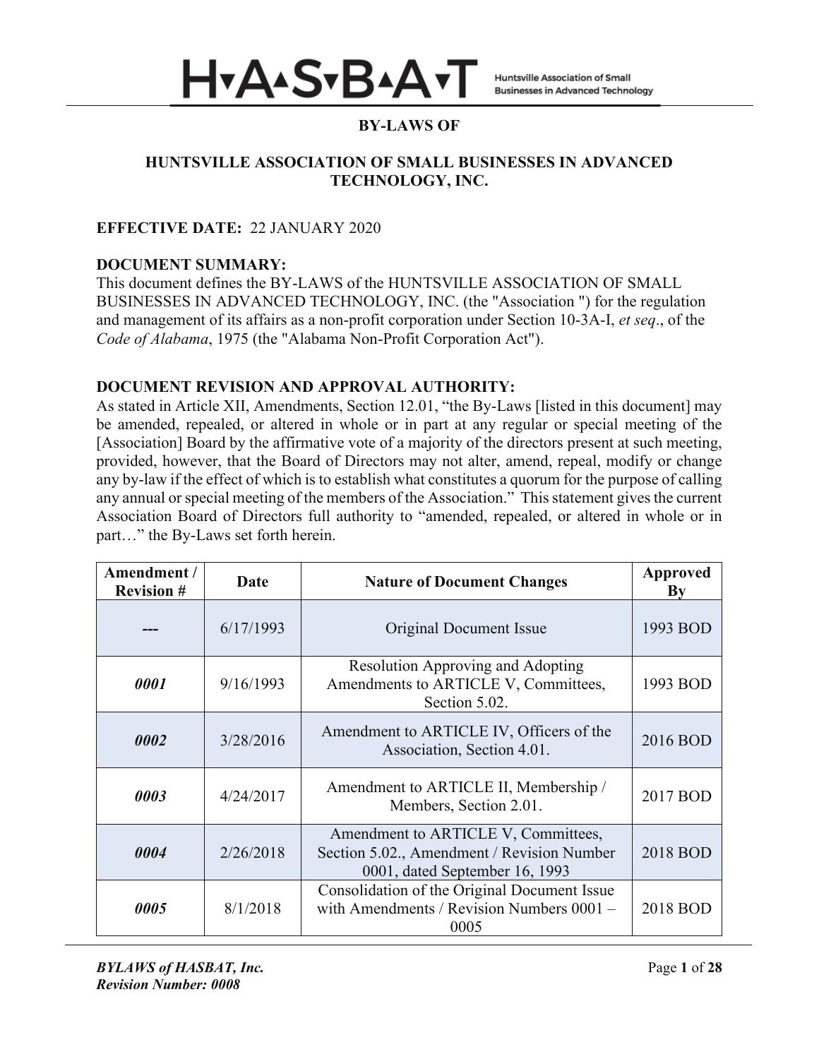# BY-LAWS OF

## HUNTSVILLE ASSOCIATION OF SMALL BUSINESSES IN ADVANCED TECHNOLOGY, INC.

**EFFECTIVE DATE:** 22 JANUARY 2020

**DOCUMENT SUMMARY:**
This document defines the BY-LAWS of the HUNTSVILLE ASSOCIATION OF SMALL BUSINESSES IN ADVANCED TECHNOLOGY, INC. (the "Association ") for the regulation and management of its affairs as a non-profit corporation under Section 10-3A-I, *et seq*., of the *Code of Alabama*, 1975 (the "Alabama Non-Profit Corporation Act").

**DOCUMENT REVISION AND APPROVAL AUTHORITY:**
As stated in Article XII, Amendments, Section 12.01, "the By-Laws [listed in this document] may be amended, repealed, or altered in whole or in part at any regular or special meeting of the [Association] Board by the affirmative vote of a majority of the directors present at such meeting, provided, however, that the Board of Directors may not alter, amend, repeal, modify or change any by-law if the effect of which is to establish what constitutes a quorum for the purpose of calling any annual or special meeting of the members of the Association." This statement gives the current Association Board of Directors full authority to "amended, repealed, or altered in whole or in part…" the By-Laws set forth herein.

| Amendment / Revision # | Date | Nature of Document Changes | Approved By |
|---|---|---|---|
| **---** | 6/17/1993 | Original Document Issue | 1993 BOD |
| ***0001*** | 9/16/1993 | Resolution Approving and Adopting Amendments to ARTICLE V, Committees, Section 5.02. | 1993 BOD |
| ***0002*** | 3/28/2016 | Amendment to ARTICLE IV, Officers of the Association, Section 4.01. | 2016 BOD |
| ***0003*** | 4/24/2017 | Amendment to ARTICLE II, Membership / Members, Section 2.01. | 2017 BOD |
| ***0004*** | 2/26/2018 | Amendment to ARTICLE V, Committees, Section 5.02., Amendment / Revision Number 0001, dated September 16, 1993 | 2018 BOD |
| ***0005*** | 8/1/2018 | Consolidation of the Original Document Issue with Amendments / Revision Numbers 0001 – 0005 | 2018 BOD |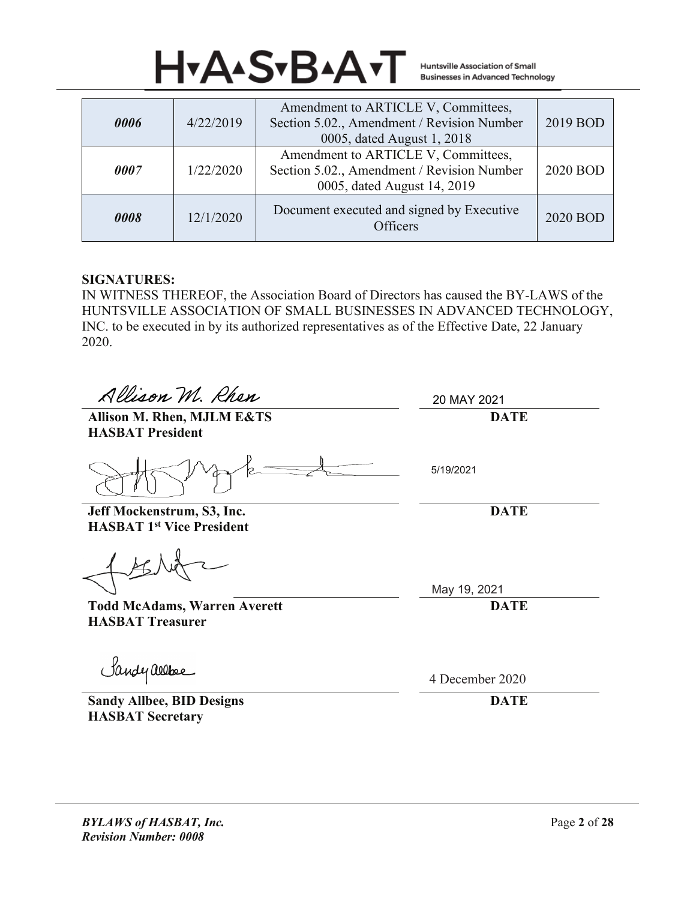| | | | |
|---|---|---|---|
| ***0006*** | 4/22/2019 | Amendment to ARTICLE V, Committees, Section 5.02., Amendment / Revision Number 0005, dated August 1, 2018 | 2019 BOD |
| ***0007*** | 1/22/2020 | Amendment to ARTICLE V, Committees, Section 5.02., Amendment / Revision Number 0005, dated August 14, 2019 | 2020 BOD |
| ***0008*** | 12/1/2020 | Document executed and signed by Executive Officers | 2020 BOD |

**SIGNATURES:**

IN WITNESS THEREOF, the Association Board of Directors has caused the BY-LAWS of the HUNTSVILLE ASSOCIATION OF SMALL BUSINESSES IN ADVANCED TECHNOLOGY, INC. to be executed in by its authorized representatives as of the Effective Date, 22 January 2020.

Allison M. Rhen — 20 MAY 2021

**Allison M. Rhen, MJLM E&TS**
**HASBAT President** — **DATE**

5/19/2021

**Jeff Mockenstrum, S3, Inc.**
**HASBAT 1st Vice President** — **DATE**

May 19, 2021

**Todd McAdams, Warren Averett**
**HASBAT Treasurer** — **DATE**

Sandy Allbee — 4 December 2020

**Sandy Allbee, BID Designs**
**HASBAT Secretary** — **DATE**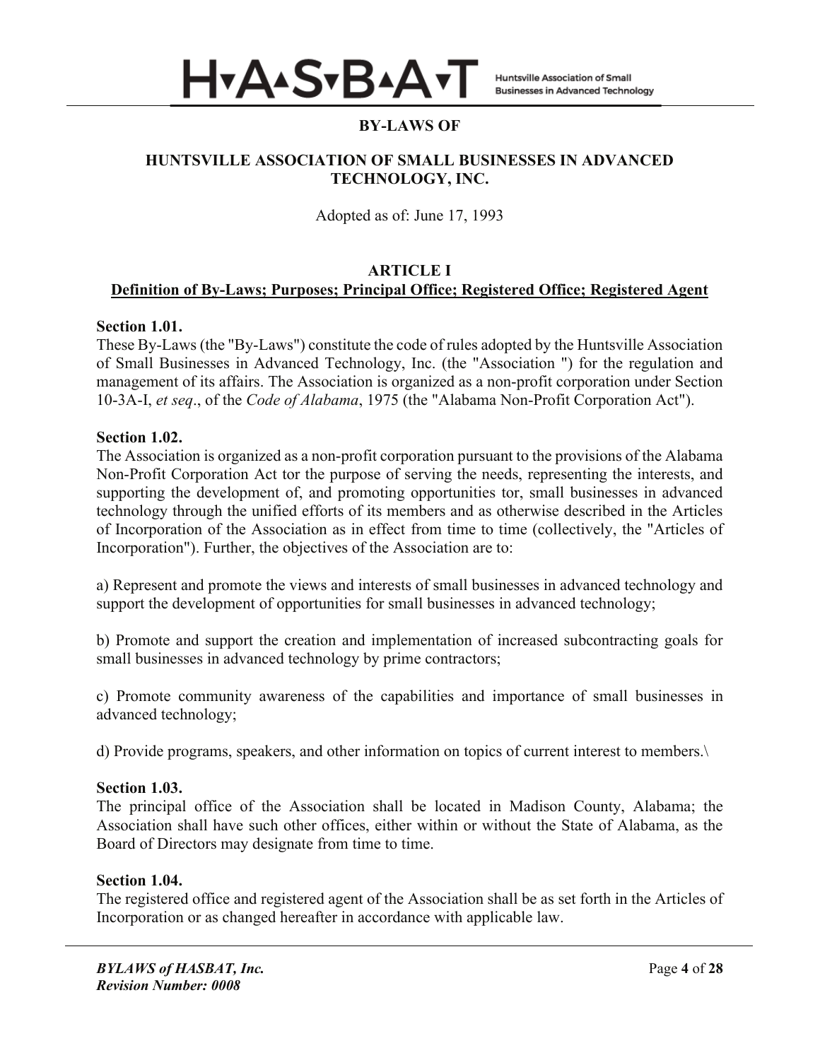# BY-LAWS OF

## HUNTSVILLE ASSOCIATION OF SMALL BUSINESSES IN ADVANCED TECHNOLOGY, INC.

Adopted as of: June 17, 1993

## ARTICLE I
### Definition of By-Laws; Purposes; Principal Office; Registered Office; Registered Agent

**Section 1.01.**
These By-Laws (the "By-Laws") constitute the code of rules adopted by the Huntsville Association of Small Businesses in Advanced Technology, Inc. (the "Association ") for the regulation and management of its affairs. The Association is organized as a non-profit corporation under Section 10-3A-I, *et seq*., of the *Code of Alabama*, 1975 (the "Alabama Non-Profit Corporation Act").

**Section 1.02.**
The Association is organized as a non-profit corporation pursuant to the provisions of the Alabama Non-Profit Corporation Act tor the purpose of serving the needs, representing the interests, and supporting the development of, and promoting opportunities tor, small businesses in advanced technology through the unified efforts of its members and as otherwise described in the Articles of Incorporation of the Association as in effect from time to time (collectively, the "Articles of Incorporation"). Further, the objectives of the Association are to:

a) Represent and promote the views and interests of small businesses in advanced technology and support the development of opportunities for small businesses in advanced technology;

b) Promote and support the creation and implementation of increased subcontracting goals for small businesses in advanced technology by prime contractors;

c) Promote community awareness of the capabilities and importance of small businesses in advanced technology;

d) Provide programs, speakers, and other information on topics of current interest to members.\

**Section 1.03.**
The principal office of the Association shall be located in Madison County, Alabama; the Association shall have such other offices, either within or without the State of Alabama, as the Board of Directors may designate from time to time.

**Section 1.04.**
The registered office and registered agent of the Association shall be as set forth in the Articles of Incorporation or as changed hereafter in accordance with applicable law.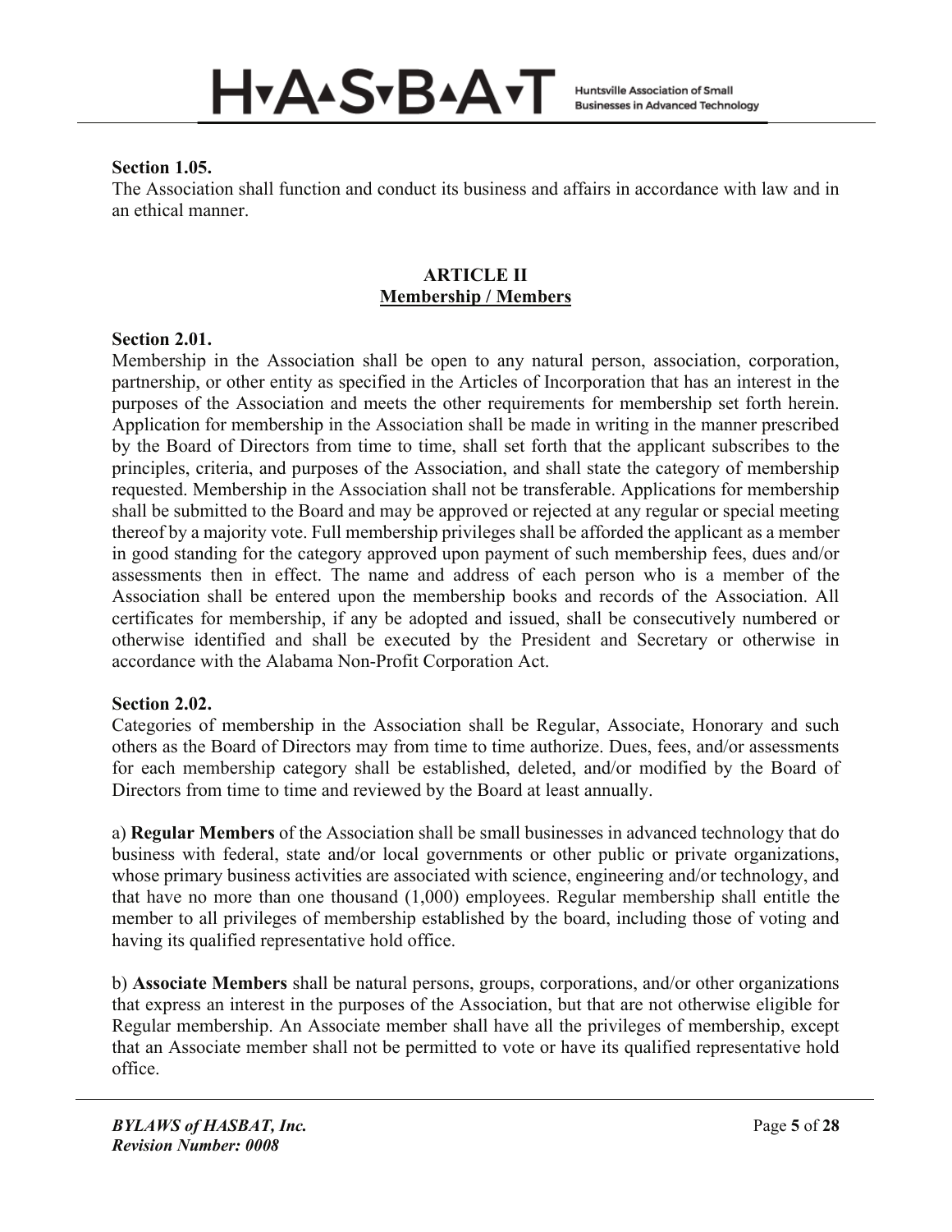**Section 1.05.**
The Association shall function and conduct its business and affairs in accordance with law and in an ethical manner.

## ARTICLE II
## Membership / Members

**Section 2.01.**
Membership in the Association shall be open to any natural person, association, corporation, partnership, or other entity as specified in the Articles of Incorporation that has an interest in the purposes of the Association and meets the other requirements for membership set forth herein. Application for membership in the Association shall be made in writing in the manner prescribed by the Board of Directors from time to time, shall set forth that the applicant subscribes to the principles, criteria, and purposes of the Association, and shall state the category of membership requested. Membership in the Association shall not be transferable. Applications for membership shall be submitted to the Board and may be approved or rejected at any regular or special meeting thereof by a majority vote. Full membership privileges shall be afforded the applicant as a member in good standing for the category approved upon payment of such membership fees, dues and/or assessments then in effect. The name and address of each person who is a member of the Association shall be entered upon the membership books and records of the Association. All certificates for membership, if any be adopted and issued, shall be consecutively numbered or otherwise identified and shall be executed by the President and Secretary or otherwise in accordance with the Alabama Non-Profit Corporation Act.

**Section 2.02.**
Categories of membership in the Association shall be Regular, Associate, Honorary and such others as the Board of Directors may from time to time authorize. Dues, fees, and/or assessments for each membership category shall be established, deleted, and/or modified by the Board of Directors from time to time and reviewed by the Board at least annually.

a) **Regular Members** of the Association shall be small businesses in advanced technology that do business with federal, state and/or local governments or other public or private organizations, whose primary business activities are associated with science, engineering and/or technology, and that have no more than one thousand (1,000) employees. Regular membership shall entitle the member to all privileges of membership established by the board, including those of voting and having its qualified representative hold office.

b) **Associate Members** shall be natural persons, groups, corporations, and/or other organizations that express an interest in the purposes of the Association, but that are not otherwise eligible for Regular membership. An Associate member shall have all the privileges of membership, except that an Associate member shall not be permitted to vote or have its qualified representative hold office.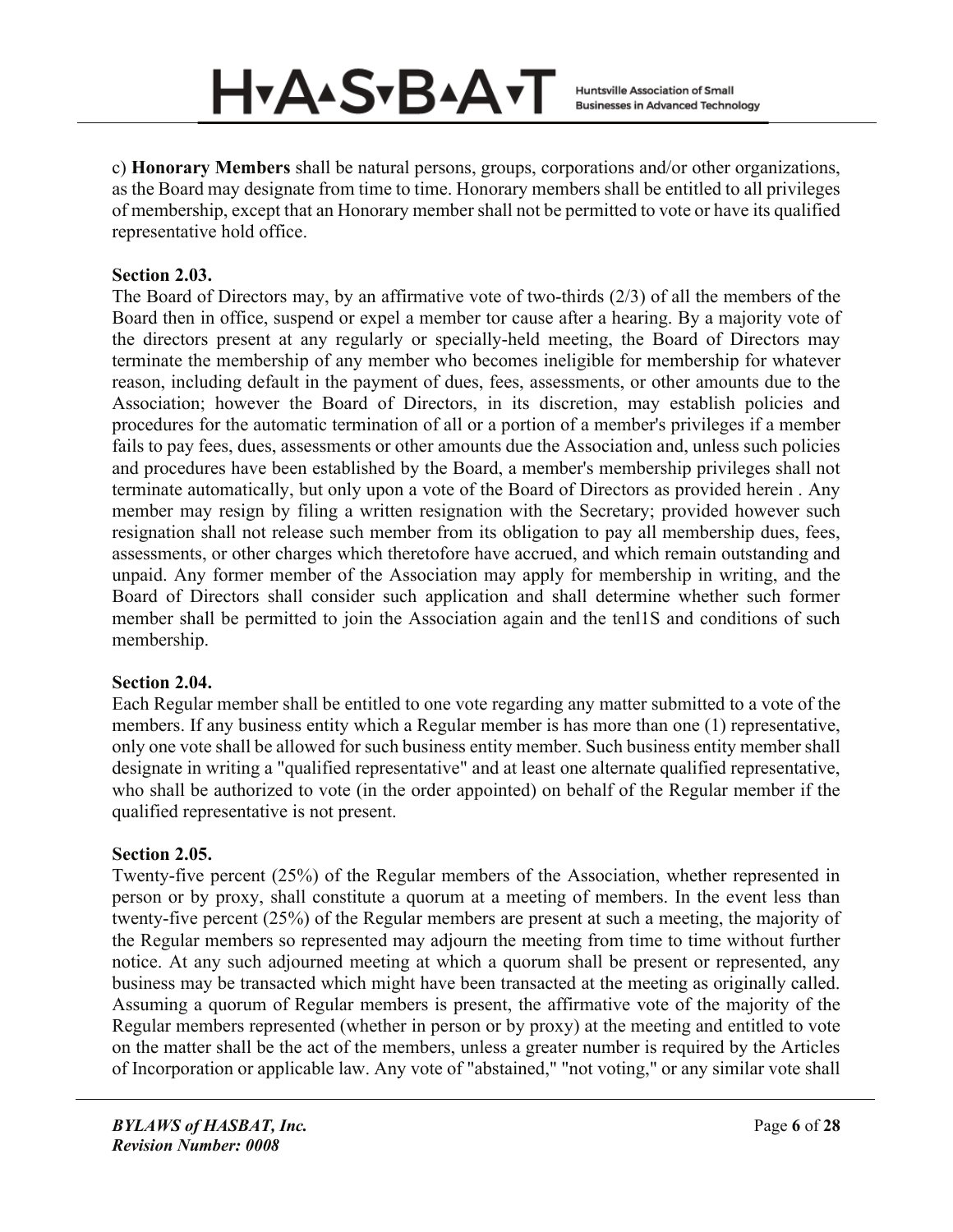c) **Honorary Members** shall be natural persons, groups, corporations and/or other organizations, as the Board may designate from time to time. Honorary members shall be entitled to all privileges of membership, except that an Honorary member shall not be permitted to vote or have its qualified representative hold office.

**Section 2.03.**
The Board of Directors may, by an affirmative vote of two-thirds (2/3) of all the members of the Board then in office, suspend or expel a member tor cause after a hearing. By a majority vote of the directors present at any regularly or specially-held meeting, the Board of Directors may terminate the membership of any member who becomes ineligible for membership for whatever reason, including default in the payment of dues, fees, assessments, or other amounts due to the Association; however the Board of Directors, in its discretion, may establish policies and procedures for the automatic termination of all or a portion of a member's privileges if a member fails to pay fees, dues, assessments or other amounts due the Association and, unless such policies and procedures have been established by the Board, a member's membership privileges shall not terminate automatically, but only upon a vote of the Board of Directors as provided herein . Any member may resign by filing a written resignation with the Secretary; provided however such resignation shall not release such member from its obligation to pay all membership dues, fees, assessments, or other charges which theretofore have accrued, and which remain outstanding and unpaid. Any former member of the Association may apply for membership in writing, and the Board of Directors shall consider such application and shall determine whether such former member shall be permitted to join the Association again and the tenl1S and conditions of such membership.

**Section 2.04.**
Each Regular member shall be entitled to one vote regarding any matter submitted to a vote of the members. If any business entity which a Regular member is has more than one (1) representative, only one vote shall be allowed for such business entity member. Such business entity member shall designate in writing a "qualified representative" and at least one alternate qualified representative, who shall be authorized to vote (in the order appointed) on behalf of the Regular member if the qualified representative is not present.

**Section 2.05.**
Twenty-five percent (25%) of the Regular members of the Association, whether represented in person or by proxy, shall constitute a quorum at a meeting of members. In the event less than twenty-five percent (25%) of the Regular members are present at such a meeting, the majority of the Regular members so represented may adjourn the meeting from time to time without further notice. At any such adjourned meeting at which a quorum shall be present or represented, any business may be transacted which might have been transacted at the meeting as originally called. Assuming a quorum of Regular members is present, the affirmative vote of the majority of the Regular members represented (whether in person or by proxy) at the meeting and entitled to vote on the matter shall be the act of the members, unless a greater number is required by the Articles of Incorporation or applicable law. Any vote of "abstained," "not voting," or any similar vote shall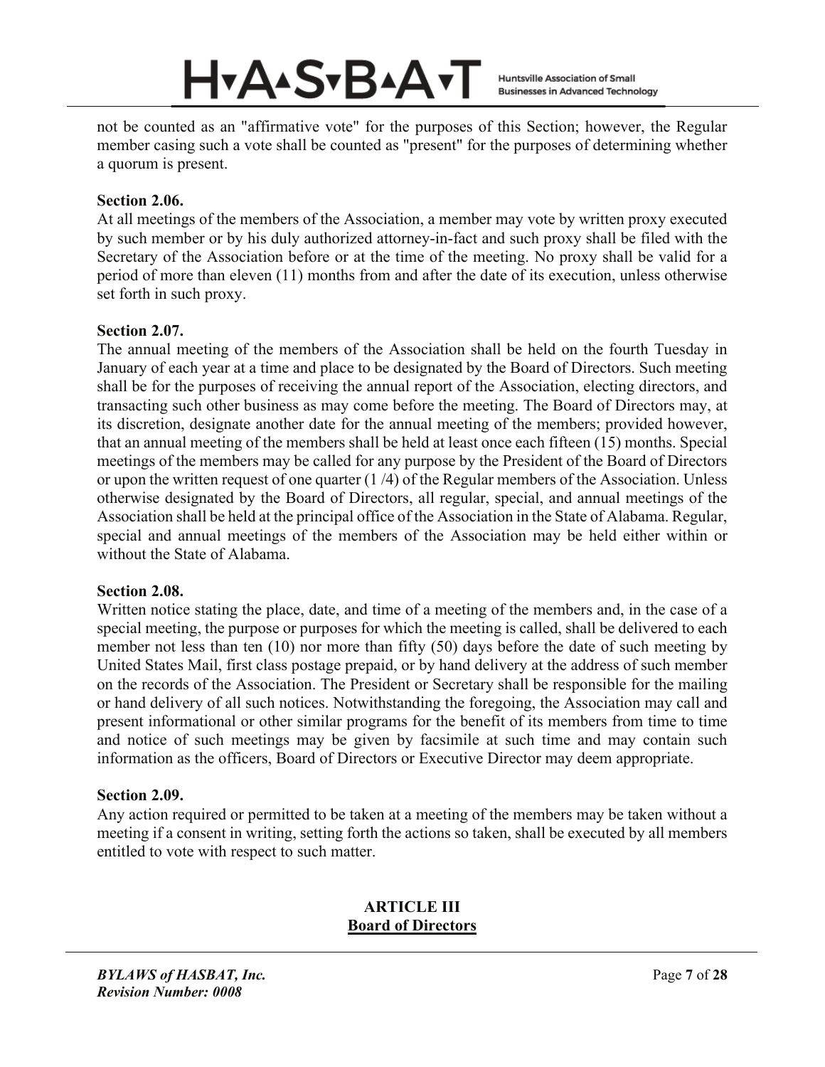not be counted as an "affirmative vote" for the purposes of this Section; however, the Regular member casing such a vote shall be counted as "present" for the purposes of determining whether a quorum is present.

**Section 2.06.**
At all meetings of the members of the Association, a member may vote by written proxy executed by such member or by his duly authorized attorney-in-fact and such proxy shall be filed with the Secretary of the Association before or at the time of the meeting. No proxy shall be valid for a period of more than eleven (11) months from and after the date of its execution, unless otherwise set forth in such proxy.

**Section 2.07.**
The annual meeting of the members of the Association shall be held on the fourth Tuesday in January of each year at a time and place to be designated by the Board of Directors. Such meeting shall be for the purposes of receiving the annual report of the Association, electing directors, and transacting such other business as may come before the meeting. The Board of Directors may, at its discretion, designate another date for the annual meeting of the members; provided however, that an annual meeting of the members shall be held at least once each fifteen (15) months. Special meetings of the members may be called for any purpose by the President of the Board of Directors or upon the written request of one quarter (1 /4) of the Regular members of the Association. Unless otherwise designated by the Board of Directors, all regular, special, and annual meetings of the Association shall be held at the principal office of the Association in the State of Alabama. Regular, special and annual meetings of the members of the Association may be held either within or without the State of Alabama.

**Section 2.08.**
Written notice stating the place, date, and time of a meeting of the members and, in the case of a special meeting, the purpose or purposes for which the meeting is called, shall be delivered to each member not less than ten (10) nor more than fifty (50) days before the date of such meeting by United States Mail, first class postage prepaid, or by hand delivery at the address of such member on the records of the Association. The President or Secretary shall be responsible for the mailing or hand delivery of all such notices. Notwithstanding the foregoing, the Association may call and present informational or other similar programs for the benefit of its members from time to time and notice of such meetings may be given by facsimile at such time and may contain such information as the officers, Board of Directors or Executive Director may deem appropriate.

**Section 2.09.**
Any action required or permitted to be taken at a meeting of the members may be taken without a meeting if a consent in writing, setting forth the actions so taken, shall be executed by all members entitled to vote with respect to such matter.

## ARTICLE III
## Board of Directors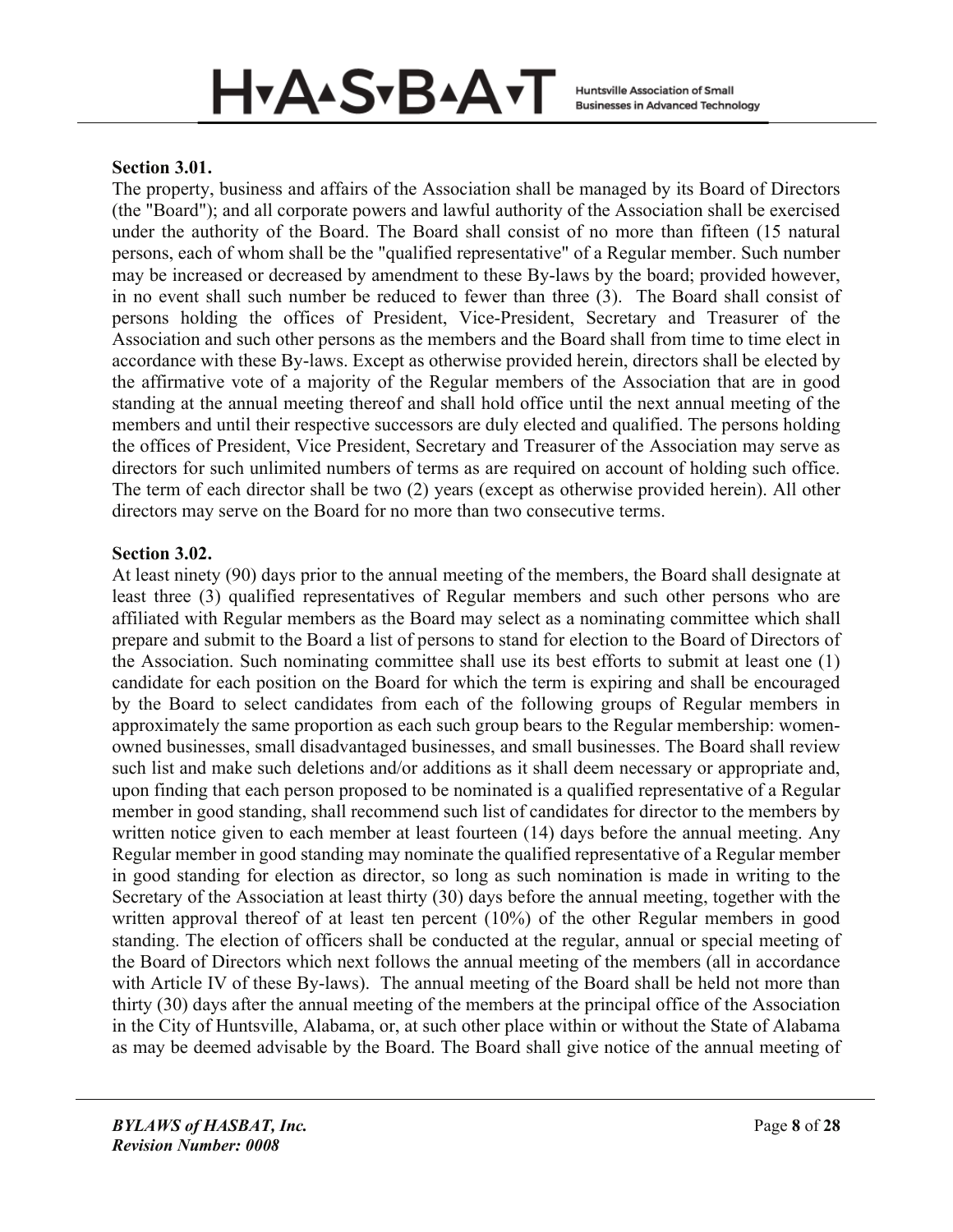**Section 3.01.**

The property, business and affairs of the Association shall be managed by its Board of Directors (the "Board"); and all corporate powers and lawful authority of the Association shall be exercised under the authority of the Board. The Board shall consist of no more than fifteen (15 natural persons, each of whom shall be the "qualified representative" of a Regular member. Such number may be increased or decreased by amendment to these By-laws by the board; provided however, in no event shall such number be reduced to fewer than three (3). The Board shall consist of persons holding the offices of President, Vice-President, Secretary and Treasurer of the Association and such other persons as the members and the Board shall from time to time elect in accordance with these By-laws. Except as otherwise provided herein, directors shall be elected by the affirmative vote of a majority of the Regular members of the Association that are in good standing at the annual meeting thereof and shall hold office until the next annual meeting of the members and until their respective successors are duly elected and qualified. The persons holding the offices of President, Vice President, Secretary and Treasurer of the Association may serve as directors for such unlimited numbers of terms as are required on account of holding such office. The term of each director shall be two (2) years (except as otherwise provided herein). All other directors may serve on the Board for no more than two consecutive terms.

**Section 3.02.**

At least ninety (90) days prior to the annual meeting of the members, the Board shall designate at least three (3) qualified representatives of Regular members and such other persons who are affiliated with Regular members as the Board may select as a nominating committee which shall prepare and submit to the Board a list of persons to stand for election to the Board of Directors of the Association. Such nominating committee shall use its best efforts to submit at least one (1) candidate for each position on the Board for which the term is expiring and shall be encouraged by the Board to select candidates from each of the following groups of Regular members in approximately the same proportion as each such group bears to the Regular membership: women-owned businesses, small disadvantaged businesses, and small businesses. The Board shall review such list and make such deletions and/or additions as it shall deem necessary or appropriate and, upon finding that each person proposed to be nominated is a qualified representative of a Regular member in good standing, shall recommend such list of candidates for director to the members by written notice given to each member at least fourteen (14) days before the annual meeting. Any Regular member in good standing may nominate the qualified representative of a Regular member in good standing for election as director, so long as such nomination is made in writing to the Secretary of the Association at least thirty (30) days before the annual meeting, together with the written approval thereof of at least ten percent (10%) of the other Regular members in good standing. The election of officers shall be conducted at the regular, annual or special meeting of the Board of Directors which next follows the annual meeting of the members (all in accordance with Article IV of these By-laws). The annual meeting of the Board shall be held not more than thirty (30) days after the annual meeting of the members at the principal office of the Association in the City of Huntsville, Alabama, or, at such other place within or without the State of Alabama as may be deemed advisable by the Board. The Board shall give notice of the annual meeting of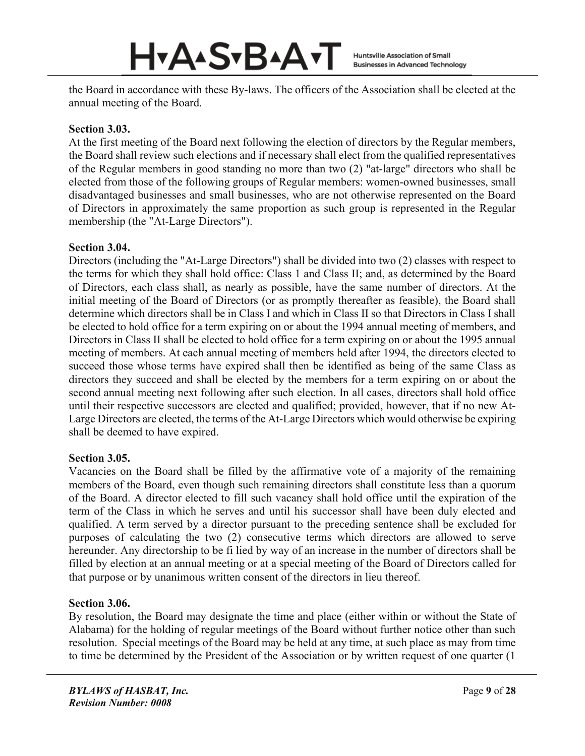the Board in accordance with these By-laws. The officers of the Association shall be elected at the annual meeting of the Board.

**Section 3.03.**

At the first meeting of the Board next following the election of directors by the Regular members, the Board shall review such elections and if necessary shall elect from the qualified representatives of the Regular members in good standing no more than two (2) "at-large" directors who shall be elected from those of the following groups of Regular members: women-owned businesses, small disadvantaged businesses and small businesses, who are not otherwise represented on the Board of Directors in approximately the same proportion as such group is represented in the Regular membership (the "At-Large Directors").

**Section 3.04.**

Directors (including the "At-Large Directors") shall be divided into two (2) classes with respect to the terms for which they shall hold office: Class 1 and Class II; and, as determined by the Board of Directors, each class shall, as nearly as possible, have the same number of directors. At the initial meeting of the Board of Directors (or as promptly thereafter as feasible), the Board shall determine which directors shall be in Class I and which in Class II so that Directors in Class I shall be elected to hold office for a term expiring on or about the 1994 annual meeting of members, and Directors in Class II shall be elected to hold office for a term expiring on or about the 1995 annual meeting of members. At each annual meeting of members held after 1994, the directors elected to succeed those whose terms have expired shall then be identified as being of the same Class as directors they succeed and shall be elected by the members for a term expiring on or about the second annual meeting next following after such election. In all cases, directors shall hold office until their respective successors are elected and qualified; provided, however, that if no new At-Large Directors are elected, the terms of the At-Large Directors which would otherwise be expiring shall be deemed to have expired.

**Section 3.05.**

Vacancies on the Board shall be filled by the affirmative vote of a majority of the remaining members of the Board, even though such remaining directors shall constitute less than a quorum of the Board. A director elected to fill such vacancy shall hold office until the expiration of the term of the Class in which he serves and until his successor shall have been duly elected and qualified. A term served by a director pursuant to the preceding sentence shall be excluded for purposes of calculating the two (2) consecutive terms which directors are allowed to serve hereunder. Any directorship to be fi lied by way of an increase in the number of directors shall be filled by election at an annual meeting or at a special meeting of the Board of Directors called for that purpose or by unanimous written consent of the directors in lieu thereof.

**Section 3.06.**

By resolution, the Board may designate the time and place (either within or without the State of Alabama) for the holding of regular meetings of the Board without further notice other than such resolution. Special meetings of the Board may be held at any time, at such place as may from time to time be determined by the President of the Association or by written request of one quarter (1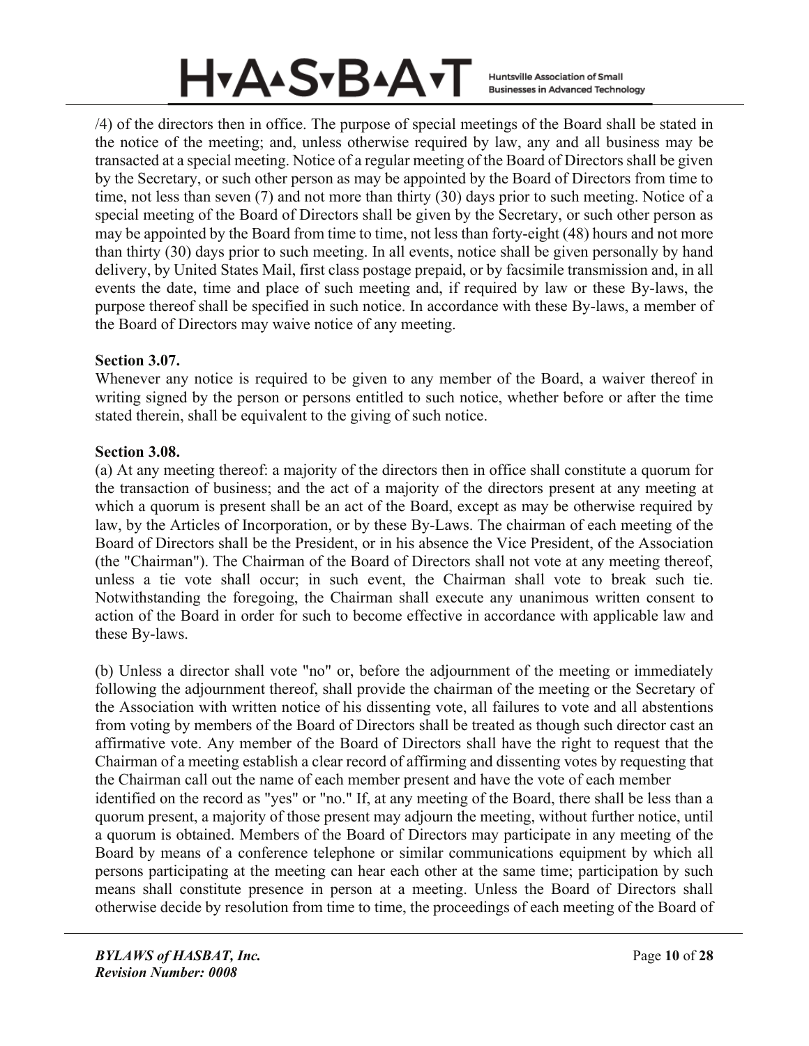/4) of the directors then in office. The purpose of special meetings of the Board shall be stated in the notice of the meeting; and, unless otherwise required by law, any and all business may be transacted at a special meeting. Notice of a regular meeting of the Board of Directors shall be given by the Secretary, or such other person as may be appointed by the Board of Directors from time to time, not less than seven (7) and not more than thirty (30) days prior to such meeting. Notice of a special meeting of the Board of Directors shall be given by the Secretary, or such other person as may be appointed by the Board from time to time, not less than forty-eight (48) hours and not more than thirty (30) days prior to such meeting. In all events, notice shall be given personally by hand delivery, by United States Mail, first class postage prepaid, or by facsimile transmission and, in all events the date, time and place of such meeting and, if required by law or these By-laws, the purpose thereof shall be specified in such notice. In accordance with these By-laws, a member of the Board of Directors may waive notice of any meeting.

**Section 3.07.**
Whenever any notice is required to be given to any member of the Board, a waiver thereof in writing signed by the person or persons entitled to such notice, whether before or after the time stated therein, shall be equivalent to the giving of such notice.

**Section 3.08.**
(a) At any meeting thereof: a majority of the directors then in office shall constitute a quorum for the transaction of business; and the act of a majority of the directors present at any meeting at which a quorum is present shall be an act of the Board, except as may be otherwise required by law, by the Articles of Incorporation, or by these By-Laws. The chairman of each meeting of the Board of Directors shall be the President, or in his absence the Vice President, of the Association (the "Chairman"). The Chairman of the Board of Directors shall not vote at any meeting thereof, unless a tie vote shall occur; in such event, the Chairman shall vote to break such tie. Notwithstanding the foregoing, the Chairman shall execute any unanimous written consent to action of the Board in order for such to become effective in accordance with applicable law and these By-laws.

(b) Unless a director shall vote "no" or, before the adjournment of the meeting or immediately following the adjournment thereof, shall provide the chairman of the meeting or the Secretary of the Association with written notice of his dissenting vote, all failures to vote and all abstentions from voting by members of the Board of Directors shall be treated as though such director cast an affirmative vote. Any member of the Board of Directors shall have the right to request that the Chairman of a meeting establish a clear record of affirming and dissenting votes by requesting that the Chairman call out the name of each member present and have the vote of each member identified on the record as "yes" or "no." If, at any meeting of the Board, there shall be less than a quorum present, a majority of those present may adjourn the meeting, without further notice, until a quorum is obtained. Members of the Board of Directors may participate in any meeting of the Board by means of a conference telephone or similar communications equipment by which all persons participating at the meeting can hear each other at the same time; participation by such means shall constitute presence in person at a meeting. Unless the Board of Directors shall otherwise decide by resolution from time to time, the proceedings of each meeting of the Board of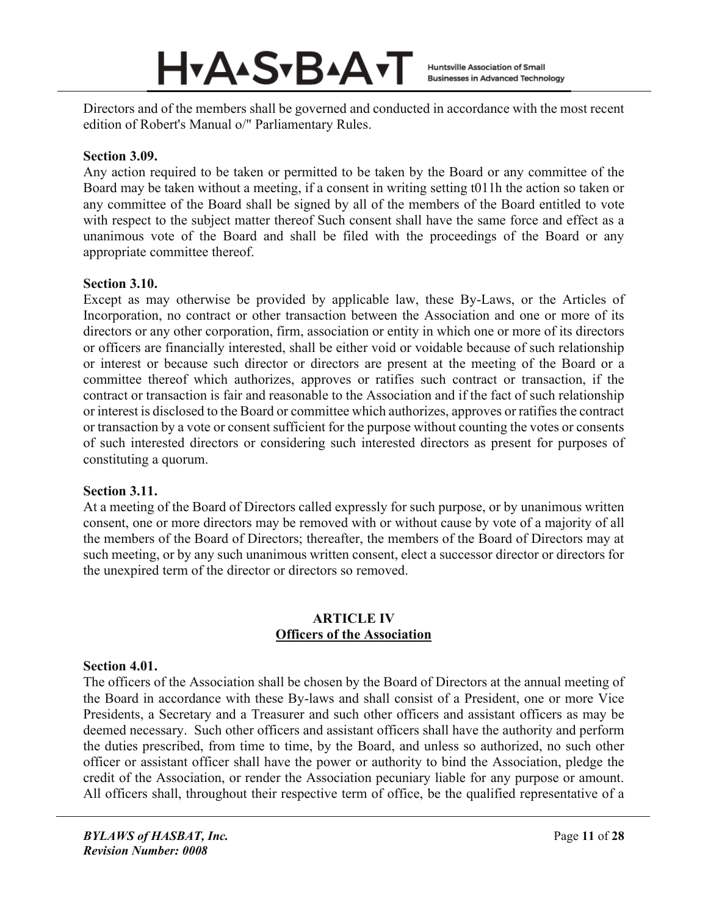Directors and of the members shall be governed and conducted in accordance with the most recent edition of Robert's Manual o/" Parliamentary Rules.

**Section 3.09.**
Any action required to be taken or permitted to be taken by the Board or any committee of the Board may be taken without a meeting, if a consent in writing setting t011h the action so taken or any committee of the Board shall be signed by all of the members of the Board entitled to vote with respect to the subject matter thereof Such consent shall have the same force and effect as a unanimous vote of the Board and shall be filed with the proceedings of the Board or any appropriate committee thereof.

**Section 3.10.**
Except as may otherwise be provided by applicable law, these By-Laws, or the Articles of Incorporation, no contract or other transaction between the Association and one or more of its directors or any other corporation, firm, association or entity in which one or more of its directors or officers are financially interested, shall be either void or voidable because of such relationship or interest or because such director or directors are present at the meeting of the Board or a committee thereof which authorizes, approves or ratifies such contract or transaction, if the contract or transaction is fair and reasonable to the Association and if the fact of such relationship or interest is disclosed to the Board or committee which authorizes, approves or ratifies the contract or transaction by a vote or consent sufficient for the purpose without counting the votes or consents of such interested directors or considering such interested directors as present for purposes of constituting a quorum.

**Section 3.11.**
At a meeting of the Board of Directors called expressly for such purpose, or by unanimous written consent, one or more directors may be removed with or without cause by vote of a majority of all the members of the Board of Directors; thereafter, the members of the Board of Directors may at such meeting, or by any such unanimous written consent, elect a successor director or directors for the unexpired term of the director or directors so removed.

## ARTICLE IV
## <u>Officers of the Association</u>

**Section 4.01.**
The officers of the Association shall be chosen by the Board of Directors at the annual meeting of the Board in accordance with these By-laws and shall consist of a President, one or more Vice Presidents, a Secretary and a Treasurer and such other officers and assistant officers as may be deemed necessary. Such other officers and assistant officers shall have the authority and perform the duties prescribed, from time to time, by the Board, and unless so authorized, no such other officer or assistant officer shall have the power or authority to bind the Association, pledge the credit of the Association, or render the Association pecuniary liable for any purpose or amount. All officers shall, throughout their respective term of office, be the qualified representative of a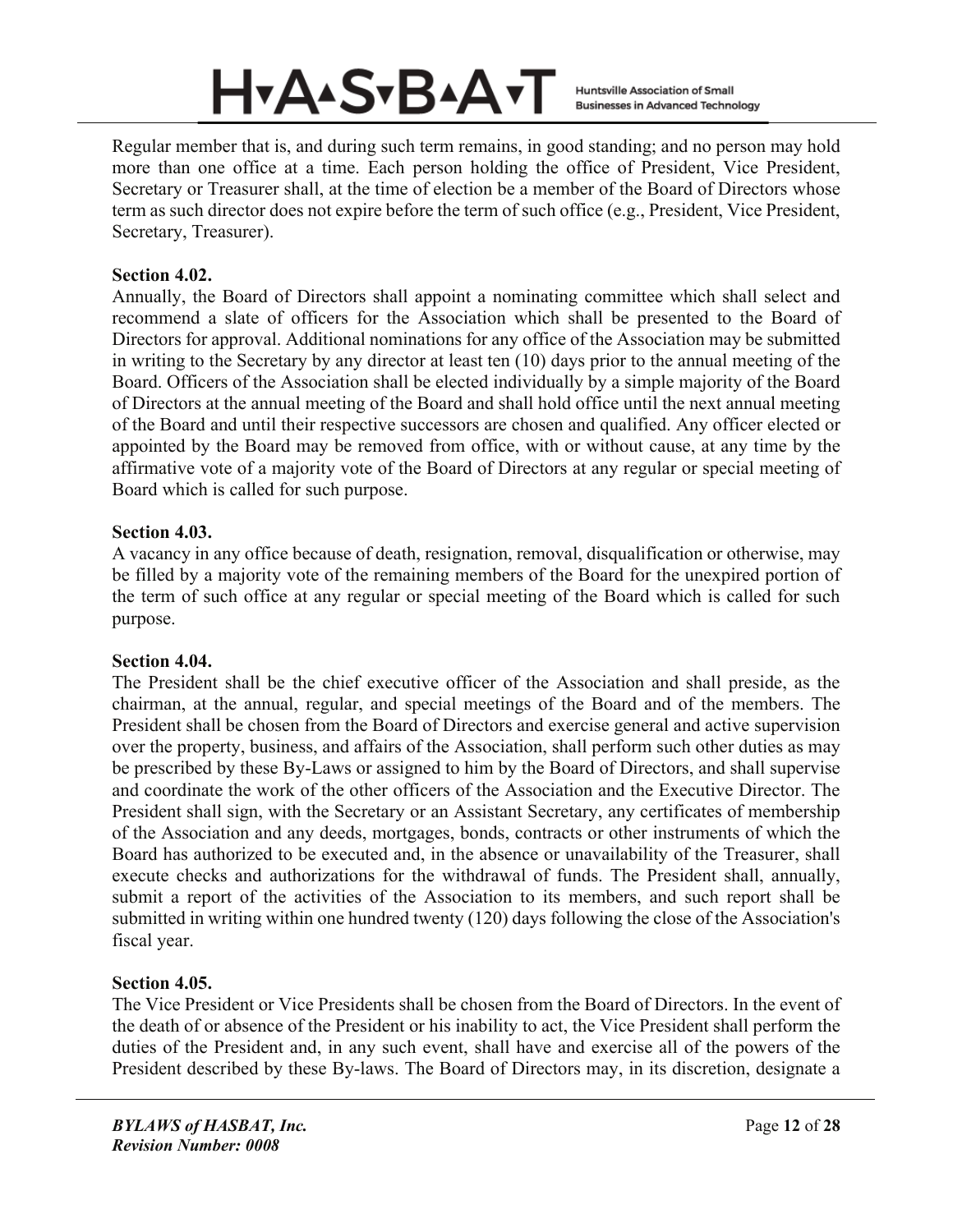Regular member that is, and during such term remains, in good standing; and no person may hold more than one office at a time. Each person holding the office of President, Vice President, Secretary or Treasurer shall, at the time of election be a member of the Board of Directors whose term as such director does not expire before the term of such office (e.g., President, Vice President, Secretary, Treasurer).

**Section 4.02.**
Annually, the Board of Directors shall appoint a nominating committee which shall select and recommend a slate of officers for the Association which shall be presented to the Board of Directors for approval. Additional nominations for any office of the Association may be submitted in writing to the Secretary by any director at least ten (10) days prior to the annual meeting of the Board. Officers of the Association shall be elected individually by a simple majority of the Board of Directors at the annual meeting of the Board and shall hold office until the next annual meeting of the Board and until their respective successors are chosen and qualified. Any officer elected or appointed by the Board may be removed from office, with or without cause, at any time by the affirmative vote of a majority vote of the Board of Directors at any regular or special meeting of Board which is called for such purpose.

**Section 4.03.**
A vacancy in any office because of death, resignation, removal, disqualification or otherwise, may be filled by a majority vote of the remaining members of the Board for the unexpired portion of the term of such office at any regular or special meeting of the Board which is called for such purpose.

**Section 4.04.**
The President shall be the chief executive officer of the Association and shall preside, as the chairman, at the annual, regular, and special meetings of the Board and of the members. The President shall be chosen from the Board of Directors and exercise general and active supervision over the property, business, and affairs of the Association, shall perform such other duties as may be prescribed by these By-Laws or assigned to him by the Board of Directors, and shall supervise and coordinate the work of the other officers of the Association and the Executive Director. The President shall sign, with the Secretary or an Assistant Secretary, any certificates of membership of the Association and any deeds, mortgages, bonds, contracts or other instruments of which the Board has authorized to be executed and, in the absence or unavailability of the Treasurer, shall execute checks and authorizations for the withdrawal of funds. The President shall, annually, submit a report of the activities of the Association to its members, and such report shall be submitted in writing within one hundred twenty (120) days following the close of the Association's fiscal year.

**Section 4.05.**
The Vice President or Vice Presidents shall be chosen from the Board of Directors. In the event of the death of or absence of the President or his inability to act, the Vice President shall perform the duties of the President and, in any such event, shall have and exercise all of the powers of the President described by these By-laws. The Board of Directors may, in its discretion, designate a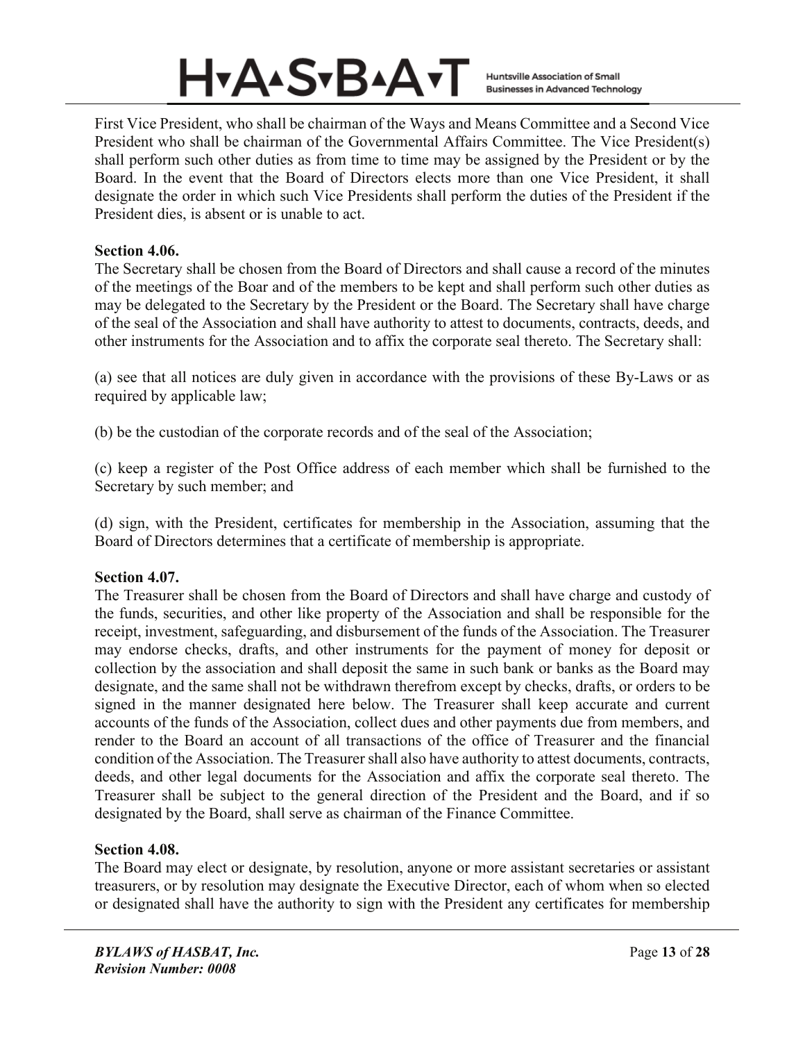First Vice President, who shall be chairman of the Ways and Means Committee and a Second Vice President who shall be chairman of the Governmental Affairs Committee. The Vice President(s) shall perform such other duties as from time to time may be assigned by the President or by the Board. In the event that the Board of Directors elects more than one Vice President, it shall designate the order in which such Vice Presidents shall perform the duties of the President if the President dies, is absent or is unable to act.

**Section 4.06.**

The Secretary shall be chosen from the Board of Directors and shall cause a record of the minutes of the meetings of the Boar and of the members to be kept and shall perform such other duties as may be delegated to the Secretary by the President or the Board. The Secretary shall have charge of the seal of the Association and shall have authority to attest to documents, contracts, deeds, and other instruments for the Association and to affix the corporate seal thereto. The Secretary shall:

(a) see that all notices are duly given in accordance with the provisions of these By-Laws or as required by applicable law;

(b) be the custodian of the corporate records and of the seal of the Association;

(c) keep a register of the Post Office address of each member which shall be furnished to the Secretary by such member; and

(d) sign, with the President, certificates for membership in the Association, assuming that the Board of Directors determines that a certificate of membership is appropriate.

**Section 4.07.**

The Treasurer shall be chosen from the Board of Directors and shall have charge and custody of the funds, securities, and other like property of the Association and shall be responsible for the receipt, investment, safeguarding, and disbursement of the funds of the Association. The Treasurer may endorse checks, drafts, and other instruments for the payment of money for deposit or collection by the association and shall deposit the same in such bank or banks as the Board may designate, and the same shall not be withdrawn therefrom except by checks, drafts, or orders to be signed in the manner designated here below. The Treasurer shall keep accurate and current accounts of the funds of the Association, collect dues and other payments due from members, and render to the Board an account of all transactions of the office of Treasurer and the financial condition of the Association. The Treasurer shall also have authority to attest documents, contracts, deeds, and other legal documents for the Association and affix the corporate seal thereto. The Treasurer shall be subject to the general direction of the President and the Board, and if so designated by the Board, shall serve as chairman of the Finance Committee.

**Section 4.08.**

The Board may elect or designate, by resolution, anyone or more assistant secretaries or assistant treasurers, or by resolution may designate the Executive Director, each of whom when so elected or designated shall have the authority to sign with the President any certificates for membership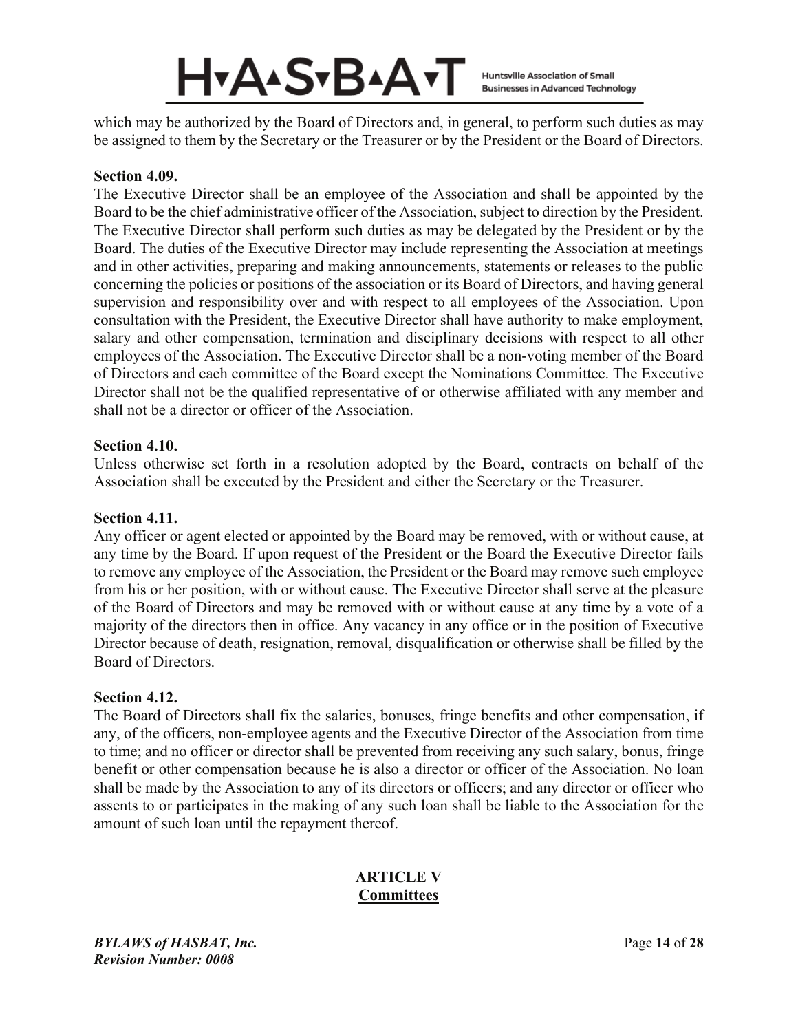which may be authorized by the Board of Directors and, in general, to perform such duties as may be assigned to them by the Secretary or the Treasurer or by the President or the Board of Directors.

**Section 4.09.**

The Executive Director shall be an employee of the Association and shall be appointed by the Board to be the chief administrative officer of the Association, subject to direction by the President. The Executive Director shall perform such duties as may be delegated by the President or by the Board. The duties of the Executive Director may include representing the Association at meetings and in other activities, preparing and making announcements, statements or releases to the public concerning the policies or positions of the association or its Board of Directors, and having general supervision and responsibility over and with respect to all employees of the Association. Upon consultation with the President, the Executive Director shall have authority to make employment, salary and other compensation, termination and disciplinary decisions with respect to all other employees of the Association. The Executive Director shall be a non-voting member of the Board of Directors and each committee of the Board except the Nominations Committee. The Executive Director shall not be the qualified representative of or otherwise affiliated with any member and shall not be a director or officer of the Association.

**Section 4.10.**

Unless otherwise set forth in a resolution adopted by the Board, contracts on behalf of the Association shall be executed by the President and either the Secretary or the Treasurer.

**Section 4.11.**

Any officer or agent elected or appointed by the Board may be removed, with or without cause, at any time by the Board. If upon request of the President or the Board the Executive Director fails to remove any employee of the Association, the President or the Board may remove such employee from his or her position, with or without cause. The Executive Director shall serve at the pleasure of the Board of Directors and may be removed with or without cause at any time by a vote of a majority of the directors then in office. Any vacancy in any office or in the position of Executive Director because of death, resignation, removal, disqualification or otherwise shall be filled by the Board of Directors.

**Section 4.12.**

The Board of Directors shall fix the salaries, bonuses, fringe benefits and other compensation, if any, of the officers, non-employee agents and the Executive Director of the Association from time to time; and no officer or director shall be prevented from receiving any such salary, bonus, fringe benefit or other compensation because he is also a director or officer of the Association. No loan shall be made by the Association to any of its directors or officers; and any director or officer who assents to or participates in the making of any such loan shall be liable to the Association for the amount of such loan until the repayment thereof.

## ARTICLE V
## Committees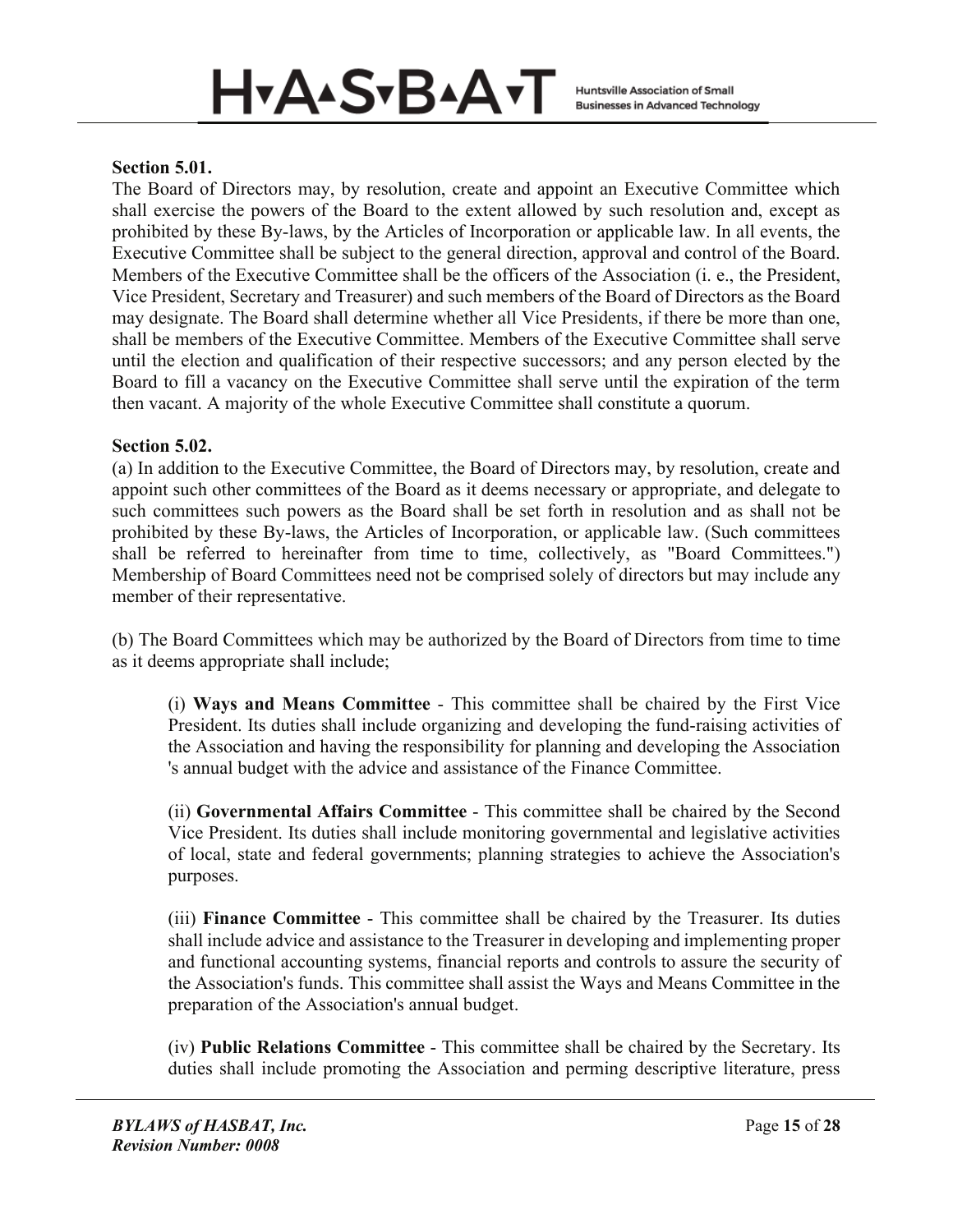**Section 5.01.**

The Board of Directors may, by resolution, create and appoint an Executive Committee which shall exercise the powers of the Board to the extent allowed by such resolution and, except as prohibited by these By-laws, by the Articles of Incorporation or applicable law. In all events, the Executive Committee shall be subject to the general direction, approval and control of the Board. Members of the Executive Committee shall be the officers of the Association (i. e., the President, Vice President, Secretary and Treasurer) and such members of the Board of Directors as the Board may designate. The Board shall determine whether all Vice Presidents, if there be more than one, shall be members of the Executive Committee. Members of the Executive Committee shall serve until the election and qualification of their respective successors; and any person elected by the Board to fill a vacancy on the Executive Committee shall serve until the expiration of the term then vacant. A majority of the whole Executive Committee shall constitute a quorum.

**Section 5.02.**

(a) In addition to the Executive Committee, the Board of Directors may, by resolution, create and appoint such other committees of the Board as it deems necessary or appropriate, and delegate to such committees such powers as the Board shall be set forth in resolution and as shall not be prohibited by these By-laws, the Articles of Incorporation, or applicable law. (Such committees shall be referred to hereinafter from time to time, collectively, as "Board Committees.") Membership of Board Committees need not be comprised solely of directors but may include any member of their representative.

(b) The Board Committees which may be authorized by the Board of Directors from time to time as it deems appropriate shall include;

(i) **Ways and Means Committee** - This committee shall be chaired by the First Vice President. Its duties shall include organizing and developing the fund-raising activities of the Association and having the responsibility for planning and developing the Association 's annual budget with the advice and assistance of the Finance Committee.

(ii) **Governmental Affairs Committee** - This committee shall be chaired by the Second Vice President. Its duties shall include monitoring governmental and legislative activities of local, state and federal governments; planning strategies to achieve the Association's purposes.

(iii) **Finance Committee** - This committee shall be chaired by the Treasurer. Its duties shall include advice and assistance to the Treasurer in developing and implementing proper and functional accounting systems, financial reports and controls to assure the security of the Association's funds. This committee shall assist the Ways and Means Committee in the preparation of the Association's annual budget.

(iv) **Public Relations Committee** - This committee shall be chaired by the Secretary. Its duties shall include promoting the Association and perming descriptive literature, press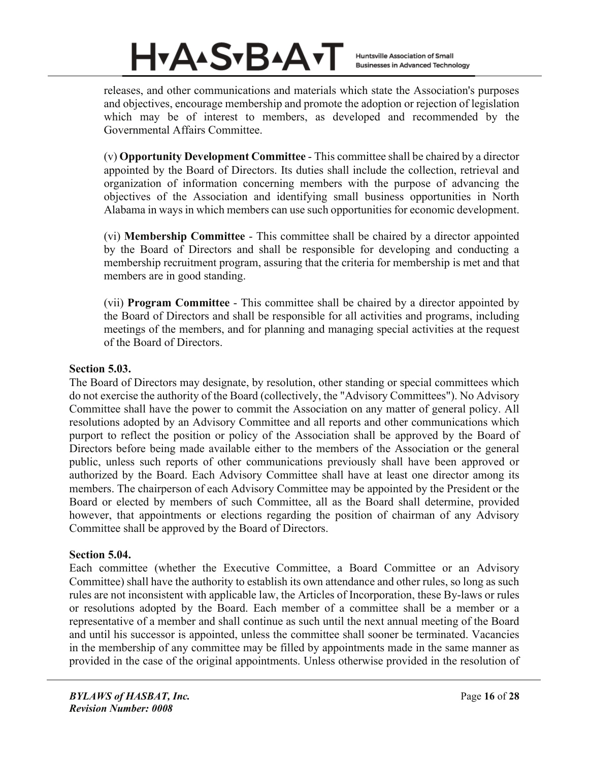releases, and other communications and materials which state the Association's purposes and objectives, encourage membership and promote the adoption or rejection of legislation which may be of interest to members, as developed and recommended by the Governmental Affairs Committee.

(v) **Opportunity Development Committee** - This committee shall be chaired by a director appointed by the Board of Directors. Its duties shall include the collection, retrieval and organization of information concerning members with the purpose of advancing the objectives of the Association and identifying small business opportunities in North Alabama in ways in which members can use such opportunities for economic development.

(vi) **Membership Committee** - This committee shall be chaired by a director appointed by the Board of Directors and shall be responsible for developing and conducting a membership recruitment program, assuring that the criteria for membership is met and that members are in good standing.

(vii) **Program Committee** - This committee shall be chaired by a director appointed by the Board of Directors and shall be responsible for all activities and programs, including meetings of the members, and for planning and managing special activities at the request of the Board of Directors.

**Section 5.03.**

The Board of Directors may designate, by resolution, other standing or special committees which do not exercise the authority of the Board (collectively, the "Advisory Committees"). No Advisory Committee shall have the power to commit the Association on any matter of general policy. All resolutions adopted by an Advisory Committee and all reports and other communications which purport to reflect the position or policy of the Association shall be approved by the Board of Directors before being made available either to the members of the Association or the general public, unless such reports of other communications previously shall have been approved or authorized by the Board. Each Advisory Committee shall have at least one director among its members. The chairperson of each Advisory Committee may be appointed by the President or the Board or elected by members of such Committee, all as the Board shall determine, provided however, that appointments or elections regarding the position of chairman of any Advisory Committee shall be approved by the Board of Directors.

**Section 5.04.**

Each committee (whether the Executive Committee, a Board Committee or an Advisory Committee) shall have the authority to establish its own attendance and other rules, so long as such rules are not inconsistent with applicable law, the Articles of Incorporation, these By-laws or rules or resolutions adopted by the Board. Each member of a committee shall be a member or a representative of a member and shall continue as such until the next annual meeting of the Board and until his successor is appointed, unless the committee shall sooner be terminated. Vacancies in the membership of any committee may be filled by appointments made in the same manner as provided in the case of the original appointments. Unless otherwise provided in the resolution of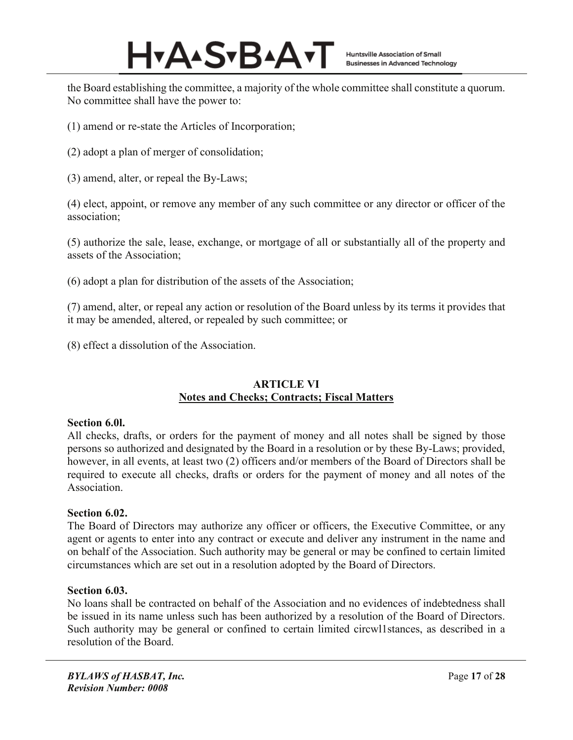the Board establishing the committee, a majority of the whole committee shall constitute a quorum. No committee shall have the power to:

(1) amend or re-state the Articles of Incorporation;

(2) adopt a plan of merger of consolidation;

(3) amend, alter, or repeal the By-Laws;

(4) elect, appoint, or remove any member of any such committee or any director or officer of the association;

(5) authorize the sale, lease, exchange, or mortgage of all or substantially all of the property and assets of the Association;

(6) adopt a plan for distribution of the assets of the Association;

(7) amend, alter, or repeal any action or resolution of the Board unless by its terms it provides that it may be amended, altered, or repealed by such committee; or

(8) effect a dissolution of the Association.

## ARTICLE VI
## Notes and Checks; Contracts; Fiscal Matters

**Section 6.0l.**
All checks, drafts, or orders for the payment of money and all notes shall be signed by those persons so authorized and designated by the Board in a resolution or by these By-Laws; provided, however, in all events, at least two (2) officers and/or members of the Board of Directors shall be required to execute all checks, drafts or orders for the payment of money and all notes of the Association.

**Section 6.02.**
The Board of Directors may authorize any officer or officers, the Executive Committee, or any agent or agents to enter into any contract or execute and deliver any instrument in the name and on behalf of the Association. Such authority may be general or may be confined to certain limited circumstances which are set out in a resolution adopted by the Board of Directors.

**Section 6.03.**
No loans shall be contracted on behalf of the Association and no evidences of indebtedness shall be issued in its name unless such has been authorized by a resolution of the Board of Directors. Such authority may be general or confined to certain limited circwl1stances, as described in a resolution of the Board.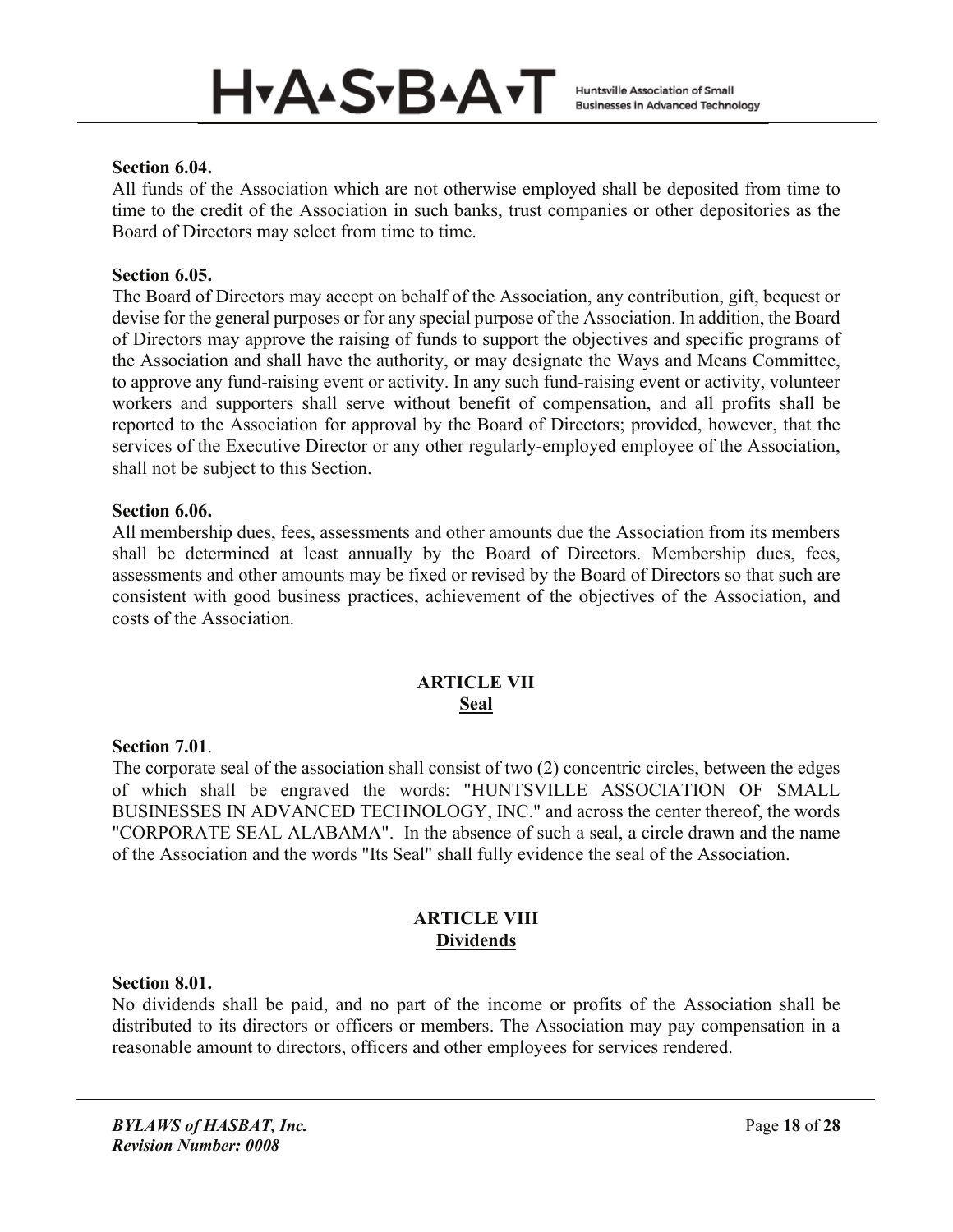**Section 6.04.**
All funds of the Association which are not otherwise employed shall be deposited from time to time to the credit of the Association in such banks, trust companies or other depositories as the Board of Directors may select from time to time.

**Section 6.05.**
The Board of Directors may accept on behalf of the Association, any contribution, gift, bequest or devise for the general purposes or for any special purpose of the Association. In addition, the Board of Directors may approve the raising of funds to support the objectives and specific programs of the Association and shall have the authority, or may designate the Ways and Means Committee, to approve any fund-raising event or activity. In any such fund-raising event or activity, volunteer workers and supporters shall serve without benefit of compensation, and all profits shall be reported to the Association for approval by the Board of Directors; provided, however, that the services of the Executive Director or any other regularly-employed employee of the Association, shall not be subject to this Section.

**Section 6.06.**
All membership dues, fees, assessments and other amounts due the Association from its members shall be determined at least annually by the Board of Directors. Membership dues, fees, assessments and other amounts may be fixed or revised by the Board of Directors so that such are consistent with good business practices, achievement of the objectives of the Association, and costs of the Association.

## ARTICLE VII
## Seal

**Section 7.01**.
The corporate seal of the association shall consist of two (2) concentric circles, between the edges of which shall be engraved the words: "HUNTSVILLE ASSOCIATION OF SMALL BUSINESSES IN ADVANCED TECHNOLOGY, INC." and across the center thereof, the words "CORPORATE SEAL ALABAMA". In the absence of such a seal, a circle drawn and the name of the Association and the words "Its Seal" shall fully evidence the seal of the Association.

## ARTICLE VIII
## Dividends

**Section 8.01.**
No dividends shall be paid, and no part of the income or profits of the Association shall be distributed to its directors or officers or members. The Association may pay compensation in a reasonable amount to directors, officers and other employees for services rendered.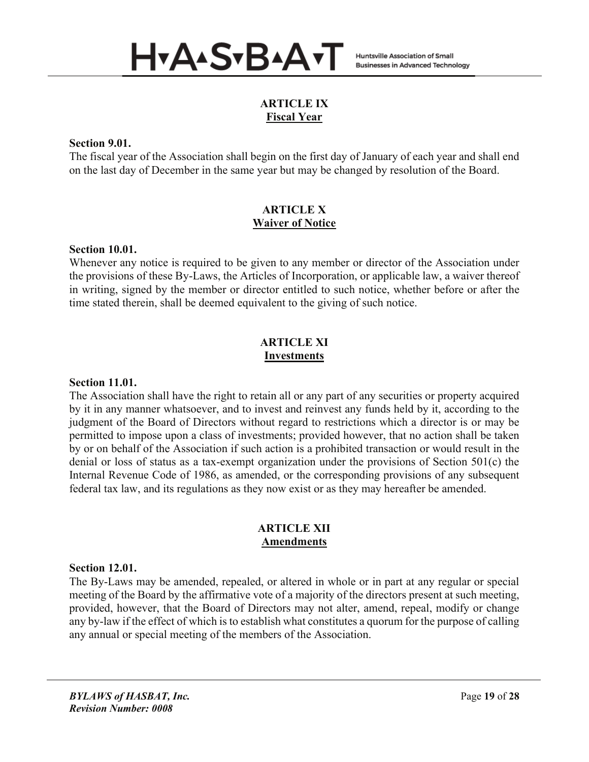## ARTICLE IX
## Fiscal Year

**Section 9.01.**

The fiscal year of the Association shall begin on the first day of January of each year and shall end on the last day of December in the same year but may be changed by resolution of the Board.

## ARTICLE X
## Waiver of Notice

**Section 10.01.**

Whenever any notice is required to be given to any member or director of the Association under the provisions of these By-Laws, the Articles of Incorporation, or applicable law, a waiver thereof in writing, signed by the member or director entitled to such notice, whether before or after the time stated therein, shall be deemed equivalent to the giving of such notice.

## ARTICLE XI
## Investments

**Section 11.01.**

The Association shall have the right to retain all or any part of any securities or property acquired by it in any manner whatsoever, and to invest and reinvest any funds held by it, according to the judgment of the Board of Directors without regard to restrictions which a director is or may be permitted to impose upon a class of investments; provided however, that no action shall be taken by or on behalf of the Association if such action is a prohibited transaction or would result in the denial or loss of status as a tax-exempt organization under the provisions of Section 501(c) the Internal Revenue Code of 1986, as amended, or the corresponding provisions of any subsequent federal tax law, and its regulations as they now exist or as they may hereafter be amended.

## ARTICLE XII
## Amendments

**Section 12.01.**

The By-Laws may be amended, repealed, or altered in whole or in part at any regular or special meeting of the Board by the affirmative vote of a majority of the directors present at such meeting, provided, however, that the Board of Directors may not alter, amend, repeal, modify or change any by-law if the effect of which is to establish what constitutes a quorum for the purpose of calling any annual or special meeting of the members of the Association.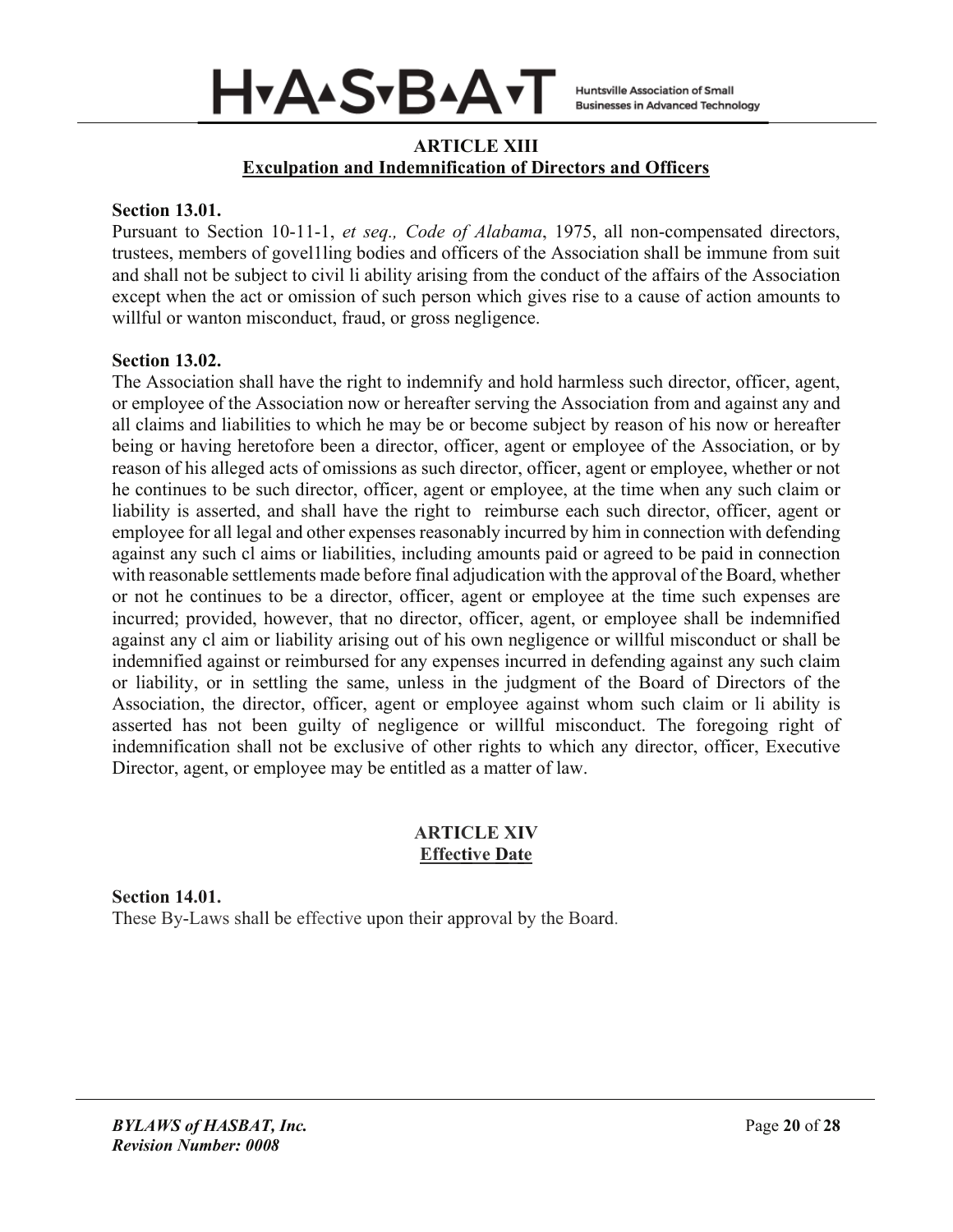## ARTICLE XIII
## Exculpation and Indemnification of Directors and Officers

**Section 13.01.**

Pursuant to Section 10-11-1, *et seq., Code of Alabama*, 1975, all non-compensated directors, trustees, members of govel1ling bodies and officers of the Association shall be immune from suit and shall not be subject to civil li ability arising from the conduct of the affairs of the Association except when the act or omission of such person which gives rise to a cause of action amounts to willful or wanton misconduct, fraud, or gross negligence.

**Section 13.02.**

The Association shall have the right to indemnify and hold harmless such director, officer, agent, or employee of the Association now or hereafter serving the Association from and against any and all claims and liabilities to which he may be or become subject by reason of his now or hereafter being or having heretofore been a director, officer, agent or employee of the Association, or by reason of his alleged acts of omissions as such director, officer, agent or employee, whether or not he continues to be such director, officer, agent or employee, at the time when any such claim or liability is asserted, and shall have the right to reimburse each such director, officer, agent or employee for all legal and other expenses reasonably incurred by him in connection with defending against any such cl aims or liabilities, including amounts paid or agreed to be paid in connection with reasonable settlements made before final adjudication with the approval of the Board, whether or not he continues to be a director, officer, agent or employee at the time such expenses are incurred; provided, however, that no director, officer, agent, or employee shall be indemnified against any cl aim or liability arising out of his own negligence or willful misconduct or shall be indemnified against or reimbursed for any expenses incurred in defending against any such claim or liability, or in settling the same, unless in the judgment of the Board of Directors of the Association, the director, officer, agent or employee against whom such claim or li ability is asserted has not been guilty of negligence or willful misconduct. The foregoing right of indemnification shall not be exclusive of other rights to which any director, officer, Executive Director, agent, or employee may be entitled as a matter of law.

## ARTICLE XIV
## Effective Date

**Section 14.01.**

These By-Laws shall be effective upon their approval by the Board.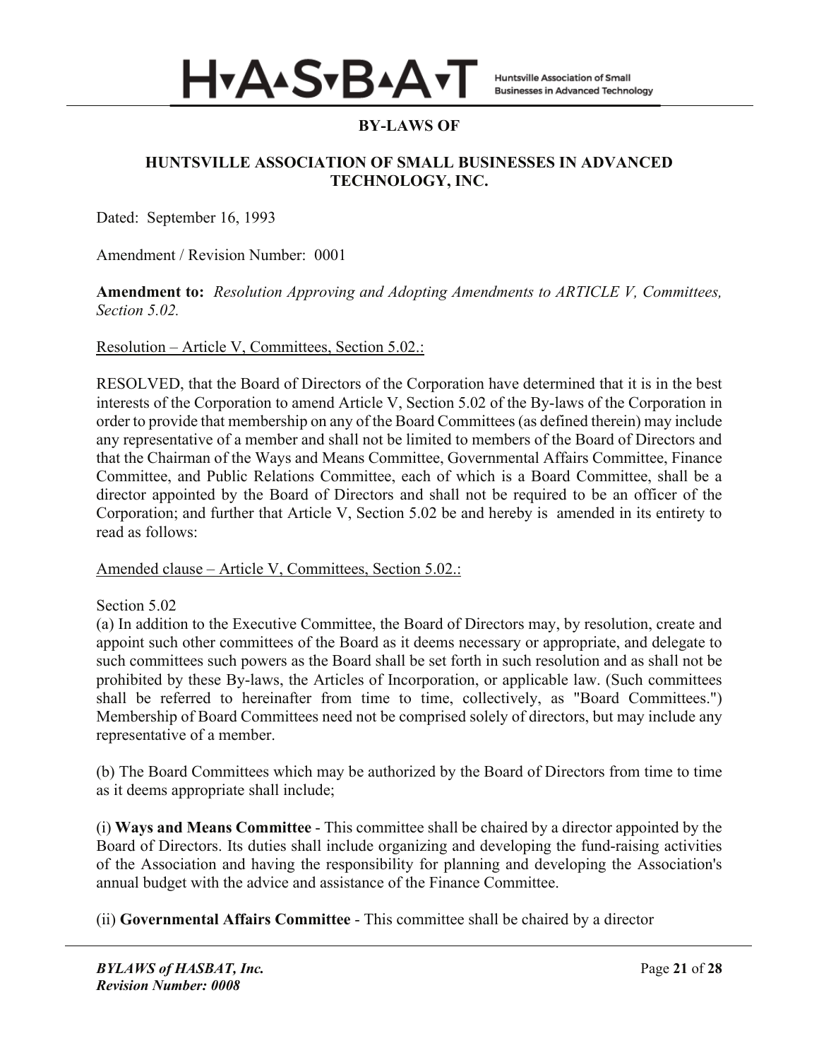## BY-LAWS OF

## HUNTSVILLE ASSOCIATION OF SMALL BUSINESSES IN ADVANCED TECHNOLOGY, INC.

Dated: September 16, 1993

Amendment / Revision Number: 0001

**Amendment to:** *Resolution Approving and Adopting Amendments to ARTICLE V, Committees, Section 5.02.*

Resolution – Article V, Committees, Section 5.02.:

RESOLVED, that the Board of Directors of the Corporation have determined that it is in the best interests of the Corporation to amend Article V, Section 5.02 of the By-laws of the Corporation in order to provide that membership on any of the Board Committees (as defined therein) may include any representative of a member and shall not be limited to members of the Board of Directors and that the Chairman of the Ways and Means Committee, Governmental Affairs Committee, Finance Committee, and Public Relations Committee, each of which is a Board Committee, shall be a director appointed by the Board of Directors and shall not be required to be an officer of the Corporation; and further that Article V, Section 5.02 be and hereby is amended in its entirety to read as follows:

Amended clause – Article V, Committees, Section 5.02.:

Section 5.02

(a) In addition to the Executive Committee, the Board of Directors may, by resolution, create and appoint such other committees of the Board as it deems necessary or appropriate, and delegate to such committees such powers as the Board shall be set forth in such resolution and as shall not be prohibited by these By-laws, the Articles of Incorporation, or applicable law. (Such committees shall be referred to hereinafter from time to time, collectively, as "Board Committees.") Membership of Board Committees need not be comprised solely of directors, but may include any representative of a member.

(b) The Board Committees which may be authorized by the Board of Directors from time to time as it deems appropriate shall include;

(i) **Ways and Means Committee** - This committee shall be chaired by a director appointed by the Board of Directors. Its duties shall include organizing and developing the fund-raising activities of the Association and having the responsibility for planning and developing the Association's annual budget with the advice and assistance of the Finance Committee.

(ii) **Governmental Affairs Committee** - This committee shall be chaired by a director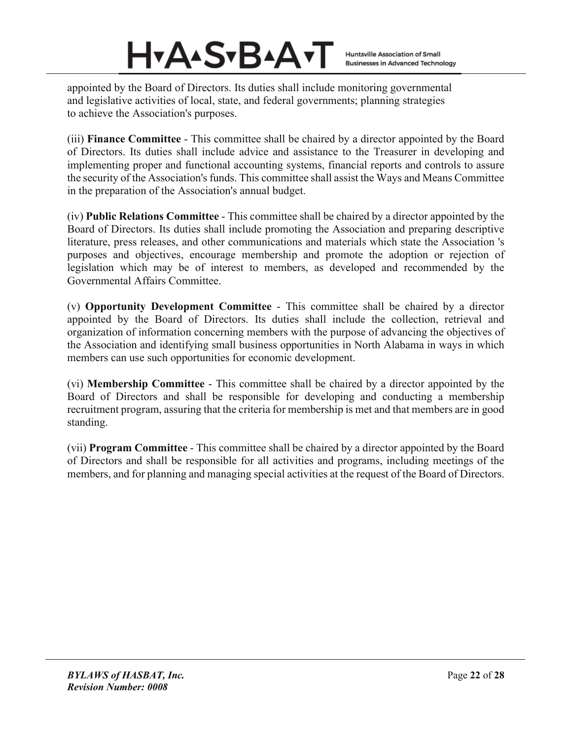appointed by the Board of Directors. Its duties shall include monitoring governmental and legislative activities of local, state, and federal governments; planning strategies to achieve the Association's purposes.

(iii) **Finance Committee** - This committee shall be chaired by a director appointed by the Board of Directors. Its duties shall include advice and assistance to the Treasurer in developing and implementing proper and functional accounting systems, financial reports and controls to assure the security of the Association's funds. This committee shall assist the Ways and Means Committee in the preparation of the Association's annual budget.

(iv) **Public Relations Committee** - This committee shall be chaired by a director appointed by the Board of Directors. Its duties shall include promoting the Association and preparing descriptive literature, press releases, and other communications and materials which state the Association 's purposes and objectives, encourage membership and promote the adoption or rejection of legislation which may be of interest to members, as developed and recommended by the Governmental Affairs Committee.

(v) **Opportunity Development Committee** - This committee shall be chaired by a director appointed by the Board of Directors. Its duties shall include the collection, retrieval and organization of information concerning members with the purpose of advancing the objectives of the Association and identifying small business opportunities in North Alabama in ways in which members can use such opportunities for economic development.

(vi) **Membership Committee** - This committee shall be chaired by a director appointed by the Board of Directors and shall be responsible for developing and conducting a membership recruitment program, assuring that the criteria for membership is met and that members are in good standing.

(vii) **Program Committee** - This committee shall be chaired by a director appointed by the Board of Directors and shall be responsible for all activities and programs, including meetings of the members, and for planning and managing special activities at the request of the Board of Directors.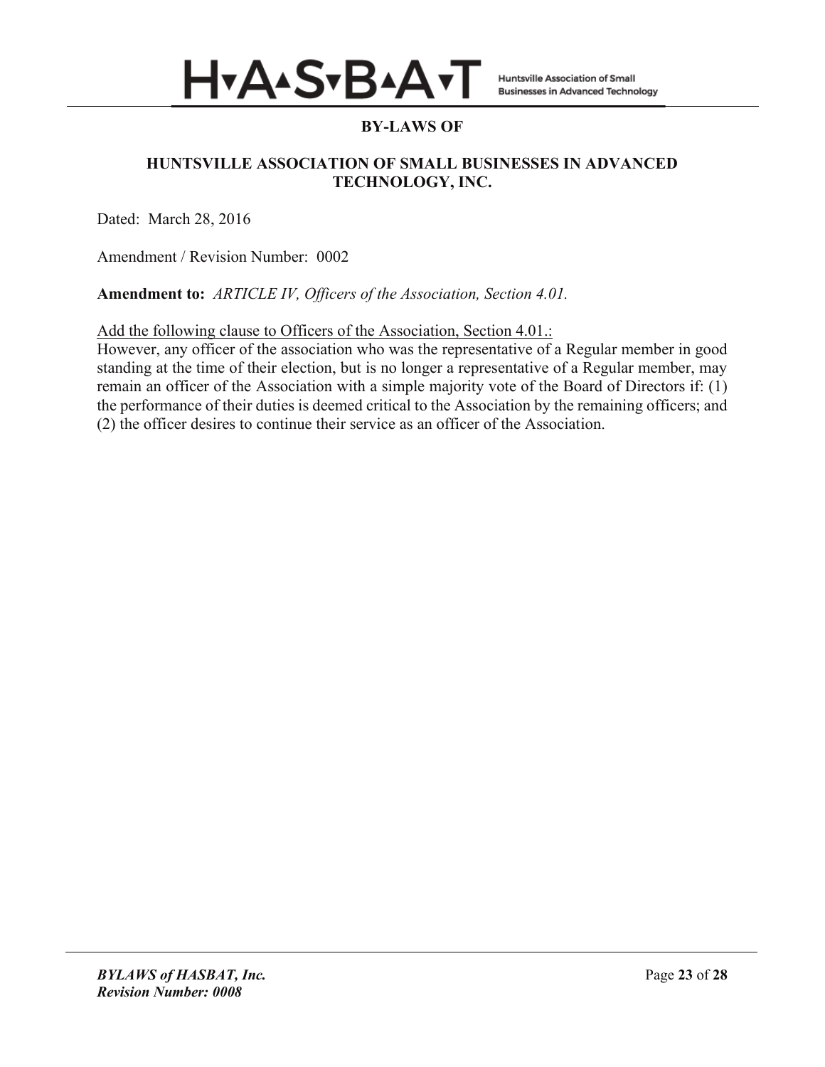**BY-LAWS OF**

**HUNTSVILLE ASSOCIATION OF SMALL BUSINESSES IN ADVANCED TECHNOLOGY, INC.**

Dated: March 28, 2016

Amendment / Revision Number: 0002

**Amendment to:** *ARTICLE IV, Officers of the Association, Section 4.01.*

<u>Add the following clause to Officers of the Association, Section 4.01.:</u>

However, any officer of the association who was the representative of a Regular member in good standing at the time of their election, but is no longer a representative of a Regular member, may remain an officer of the Association with a simple majority vote of the Board of Directors if: (1) the performance of their duties is deemed critical to the Association by the remaining officers; and (2) the officer desires to continue their service as an officer of the Association.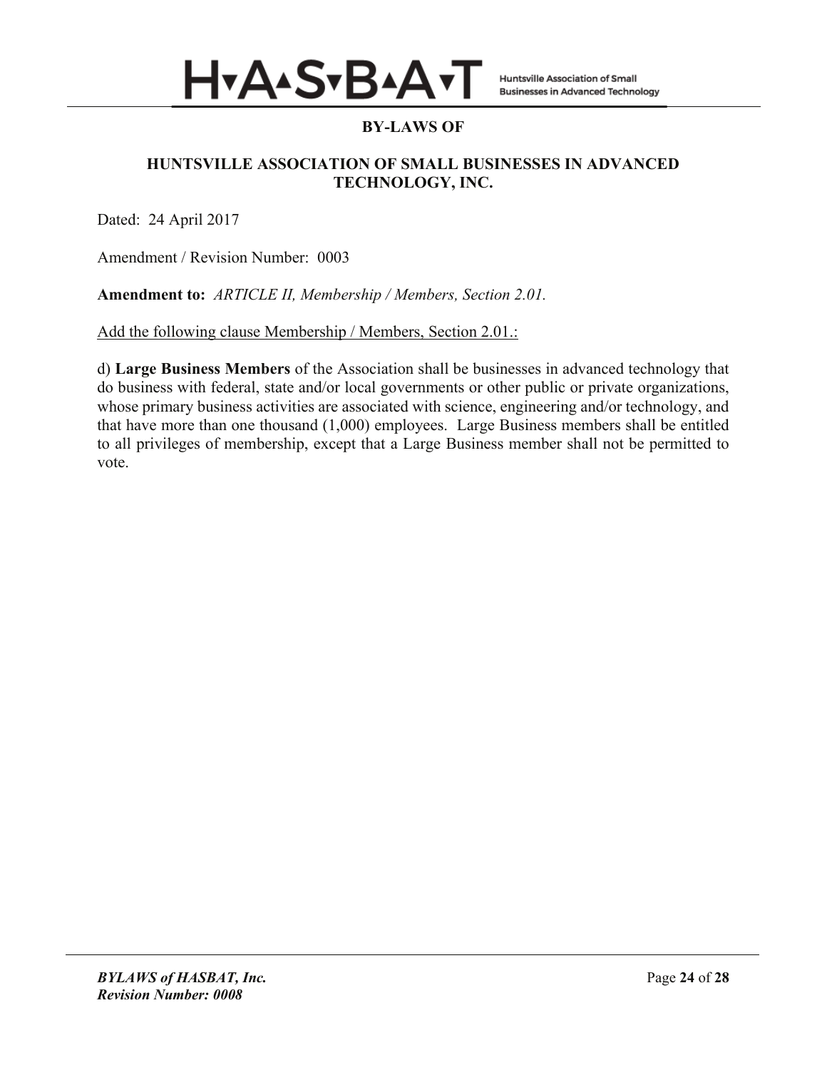**BY-LAWS OF**

**HUNTSVILLE ASSOCIATION OF SMALL BUSINESSES IN ADVANCED TECHNOLOGY, INC.**

Dated: 24 April 2017

Amendment / Revision Number: 0003

**Amendment to:** *ARTICLE II, Membership / Members, Section 2.01.*

Add the following clause Membership / Members, Section 2.01.:

d) **Large Business Members** of the Association shall be businesses in advanced technology that do business with federal, state and/or local governments or other public or private organizations, whose primary business activities are associated with science, engineering and/or technology, and that have more than one thousand (1,000) employees. Large Business members shall be entitled to all privileges of membership, except that a Large Business member shall not be permitted to vote.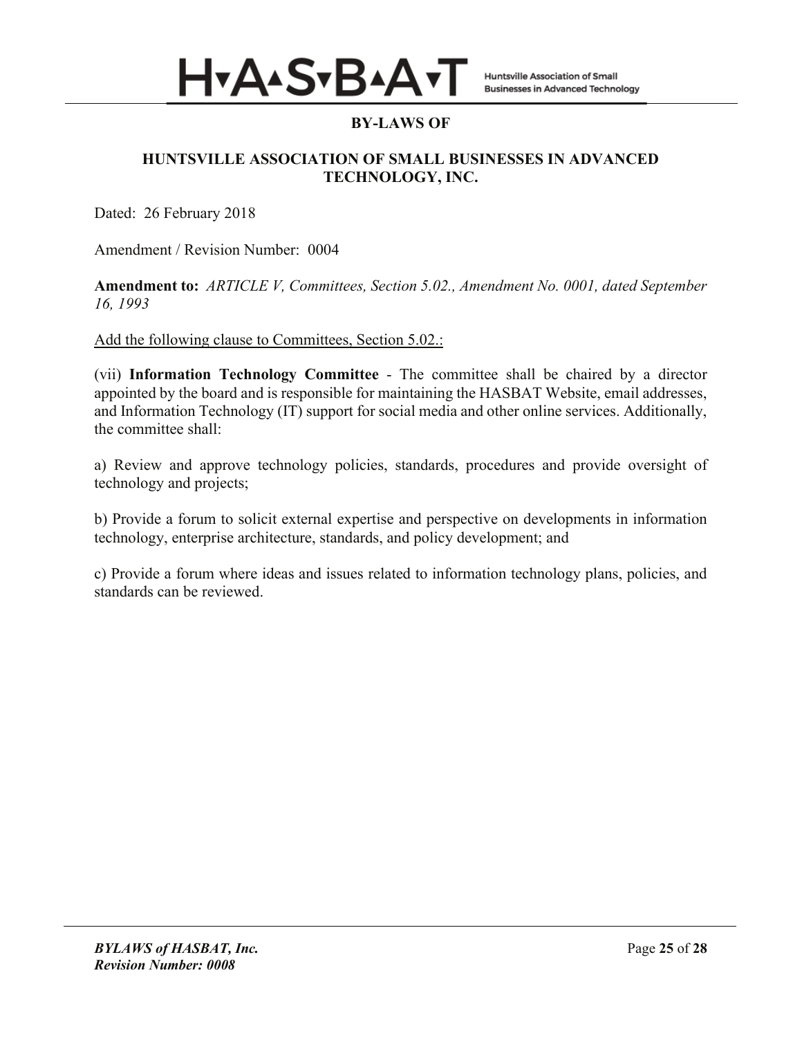**BY-LAWS OF**

**HUNTSVILLE ASSOCIATION OF SMALL BUSINESSES IN ADVANCED TECHNOLOGY, INC.**

Dated: 26 February 2018

Amendment / Revision Number: 0004

**Amendment to:** *ARTICLE V, Committees, Section 5.02., Amendment No. 0001, dated September 16, 1993*

<u>Add the following clause to Committees, Section 5.02.:</u>

(vii) **Information Technology Committee** - The committee shall be chaired by a director appointed by the board and is responsible for maintaining the HASBAT Website, email addresses, and Information Technology (IT) support for social media and other online services. Additionally, the committee shall:

a) Review and approve technology policies, standards, procedures and provide oversight of technology and projects;

b) Provide a forum to solicit external expertise and perspective on developments in information technology, enterprise architecture, standards, and policy development; and

c) Provide a forum where ideas and issues related to information technology plans, policies, and standards can be reviewed.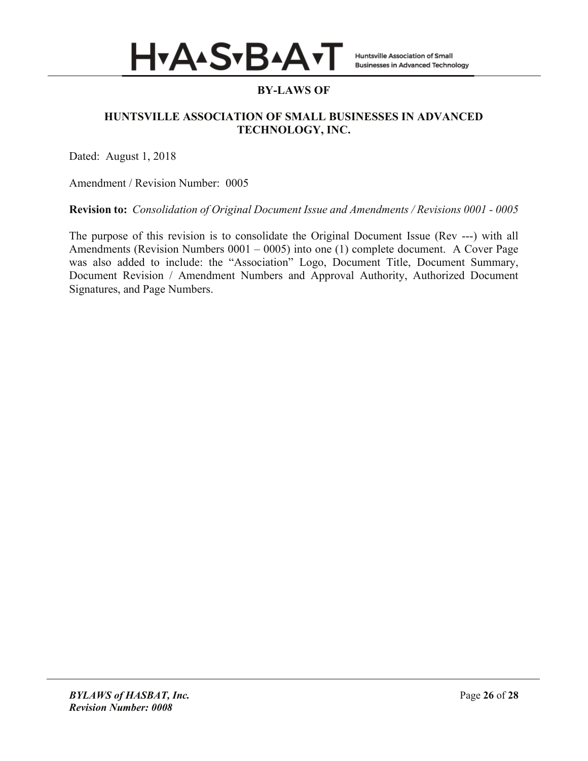**BY-LAWS OF**

**HUNTSVILLE ASSOCIATION OF SMALL BUSINESSES IN ADVANCED TECHNOLOGY, INC.**

Dated: August 1, 2018

Amendment / Revision Number: 0005

**Revision to:** *Consolidation of Original Document Issue and Amendments / Revisions 0001 - 0005*

The purpose of this revision is to consolidate the Original Document Issue (Rev ---) with all Amendments (Revision Numbers 0001 – 0005) into one (1) complete document. A Cover Page was also added to include: the "Association" Logo, Document Title, Document Summary, Document Revision / Amendment Numbers and Approval Authority, Authorized Document Signatures, and Page Numbers.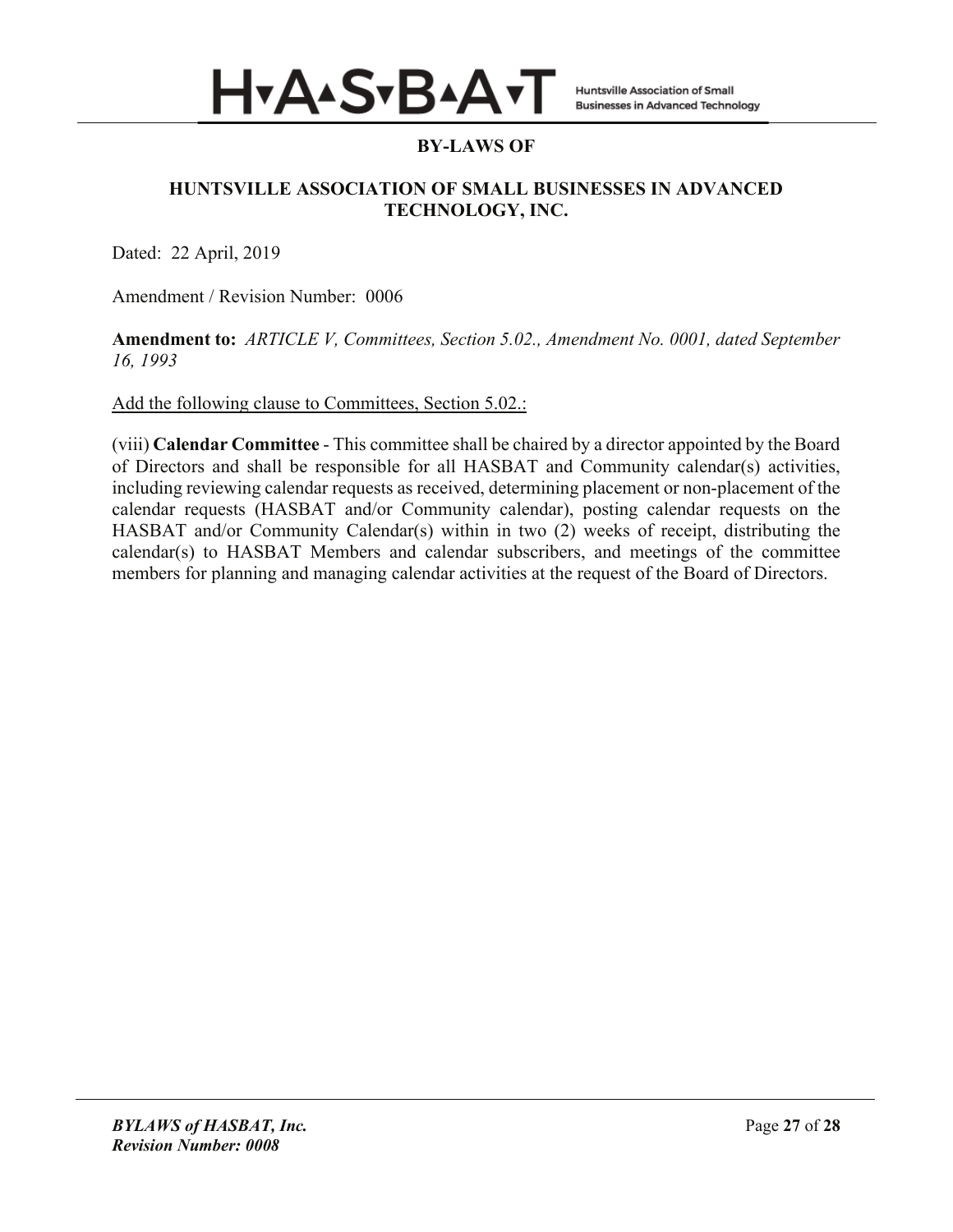**BY-LAWS OF**

**HUNTSVILLE ASSOCIATION OF SMALL BUSINESSES IN ADVANCED TECHNOLOGY, INC.**

Dated: 22 April, 2019

Amendment / Revision Number: 0006

**Amendment to:** *ARTICLE V, Committees, Section 5.02., Amendment No. 0001, dated September 16, 1993*

<u>Add the following clause to Committees, Section 5.02.:</u>

(viii) **Calendar Committee** - This committee shall be chaired by a director appointed by the Board of Directors and shall be responsible for all HASBAT and Community calendar(s) activities, including reviewing calendar requests as received, determining placement or non-placement of the calendar requests (HASBAT and/or Community calendar), posting calendar requests on the HASBAT and/or Community Calendar(s) within in two (2) weeks of receipt, distributing the calendar(s) to HASBAT Members and calendar subscribers, and meetings of the committee members for planning and managing calendar activities at the request of the Board of Directors.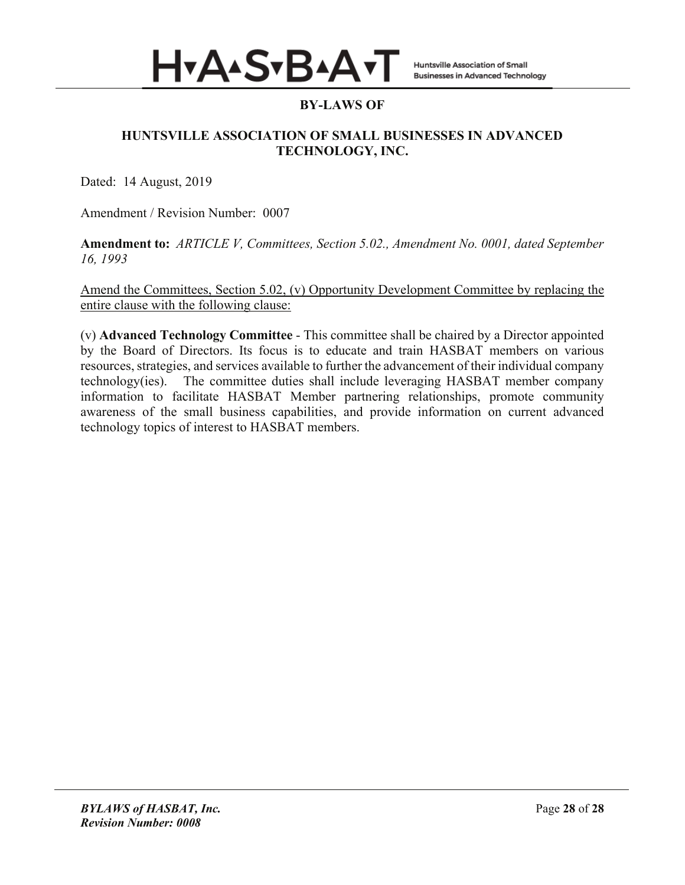# BY-LAWS OF

## HUNTSVILLE ASSOCIATION OF SMALL BUSINESSES IN ADVANCED TECHNOLOGY, INC.

Dated: 14 August, 2019

Amendment / Revision Number: 0007

**Amendment to:** *ARTICLE V, Committees, Section 5.02., Amendment No. 0001, dated September 16, 1993*

Amend the Committees, Section 5.02, (v) Opportunity Development Committee by replacing the entire clause with the following clause:

(v) **Advanced Technology Committee** - This committee shall be chaired by a Director appointed by the Board of Directors. Its focus is to educate and train HASBAT members on various resources, strategies, and services available to further the advancement of their individual company technology(ies). The committee duties shall include leveraging HASBAT member company information to facilitate HASBAT Member partnering relationships, promote community awareness of the small business capabilities, and provide information on current advanced technology topics of interest to HASBAT members.